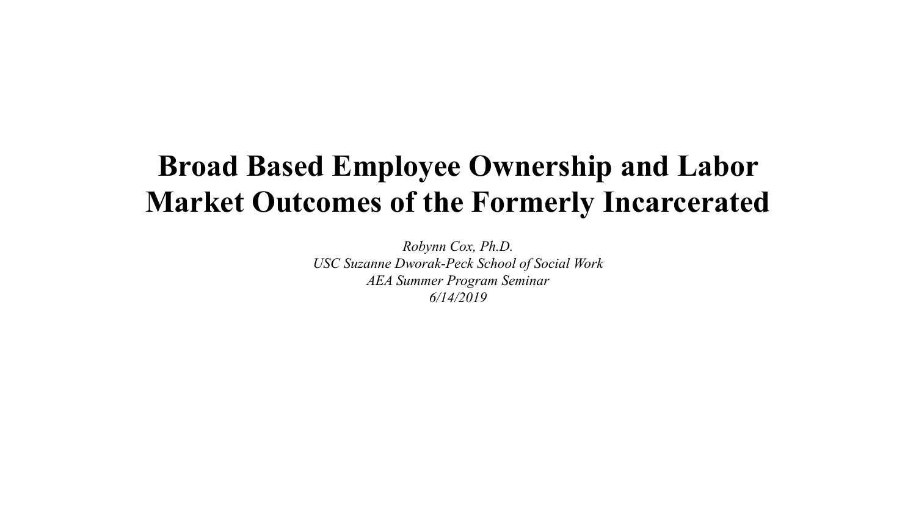# Broad Based Employee Ownership and Labor Market Outcomes of the Formerly Incarcerated

*Robynn Cox, Ph.D.*
*USC Suzanne Dworak-Peck School of Social Work*
*AEA Summer Program Seminar*
*6/14/2019*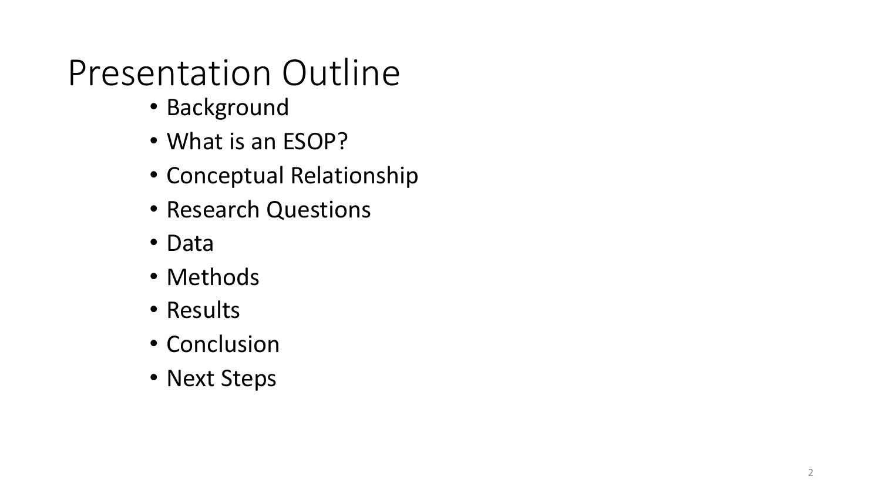# Presentation Outline

- Background
- What is an ESOP?
- Conceptual Relationship
- Research Questions
- Data
- Methods
- Results
- Conclusion
- Next Steps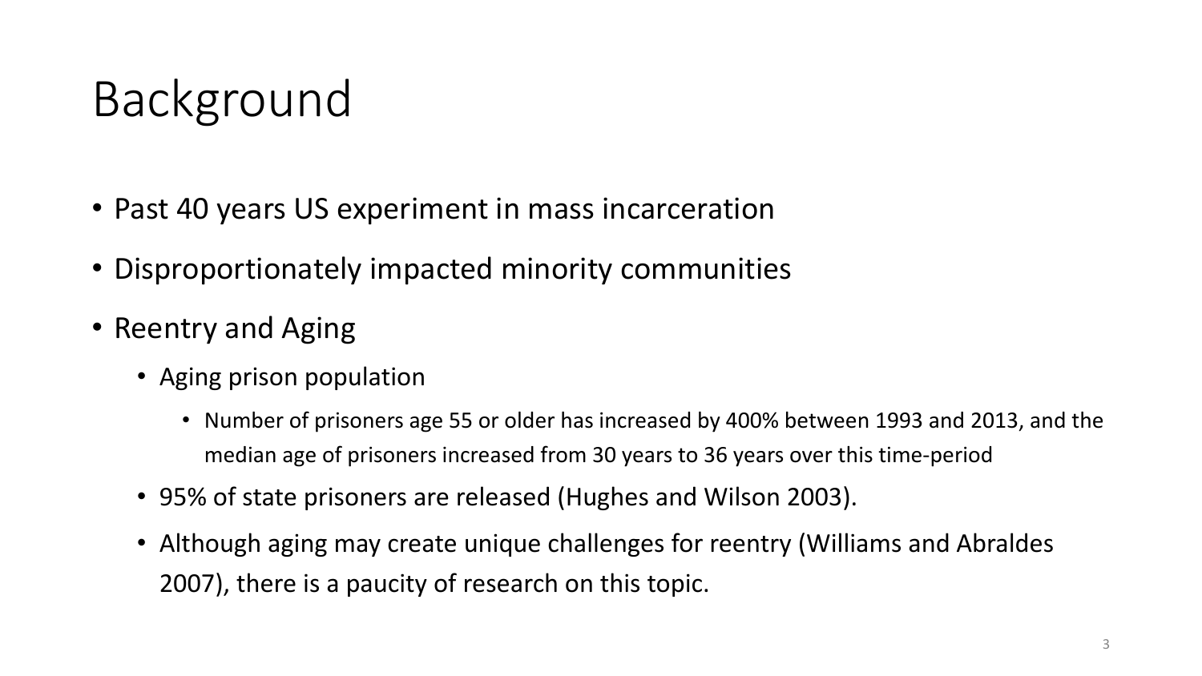# Background

- Past 40 years US experiment in mass incarceration
- Disproportionately impacted minority communities
- Reentry and Aging
  - Aging prison population
    - Number of prisoners age 55 or older has increased by 400% between 1993 and 2013, and the median age of prisoners increased from 30 years to 36 years over this time-period
  - 95% of state prisoners are released (Hughes and Wilson 2003).
  - Although aging may create unique challenges for reentry (Williams and Abraldes 2007), there is a paucity of research on this topic.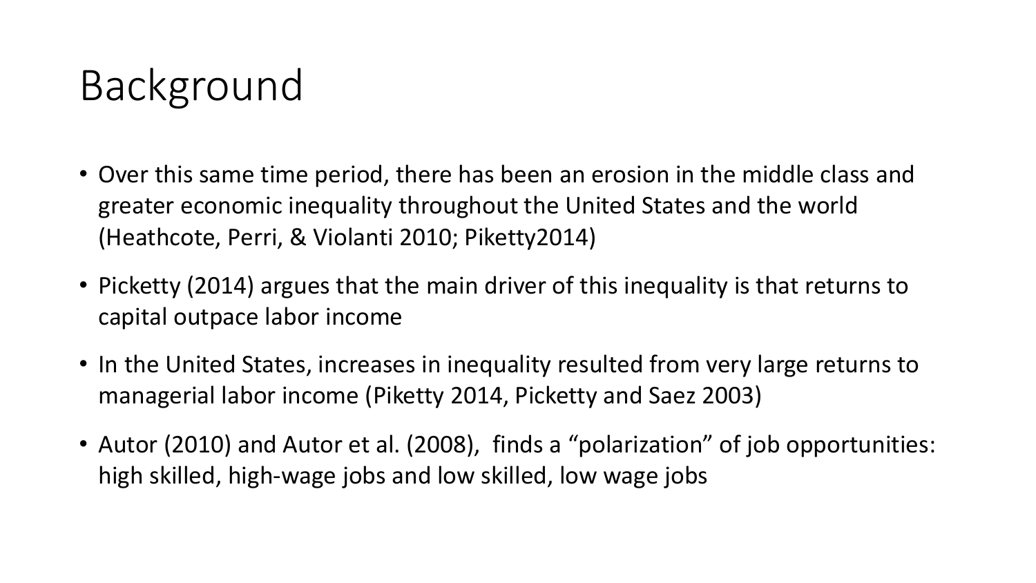# Background

- Over this same time period, there has been an erosion in the middle class and greater economic inequality throughout the United States and the world (Heathcote, Perri, & Violanti 2010; Piketty2014)
- Picketty (2014) argues that the main driver of this inequality is that returns to capital outpace labor income
- In the United States, increases in inequality resulted from very large returns to managerial labor income (Piketty 2014, Picketty and Saez 2003)
- Autor (2010) and Autor et al. (2008), finds a "polarization" of job opportunities: high skilled, high-wage jobs and low skilled, low wage jobs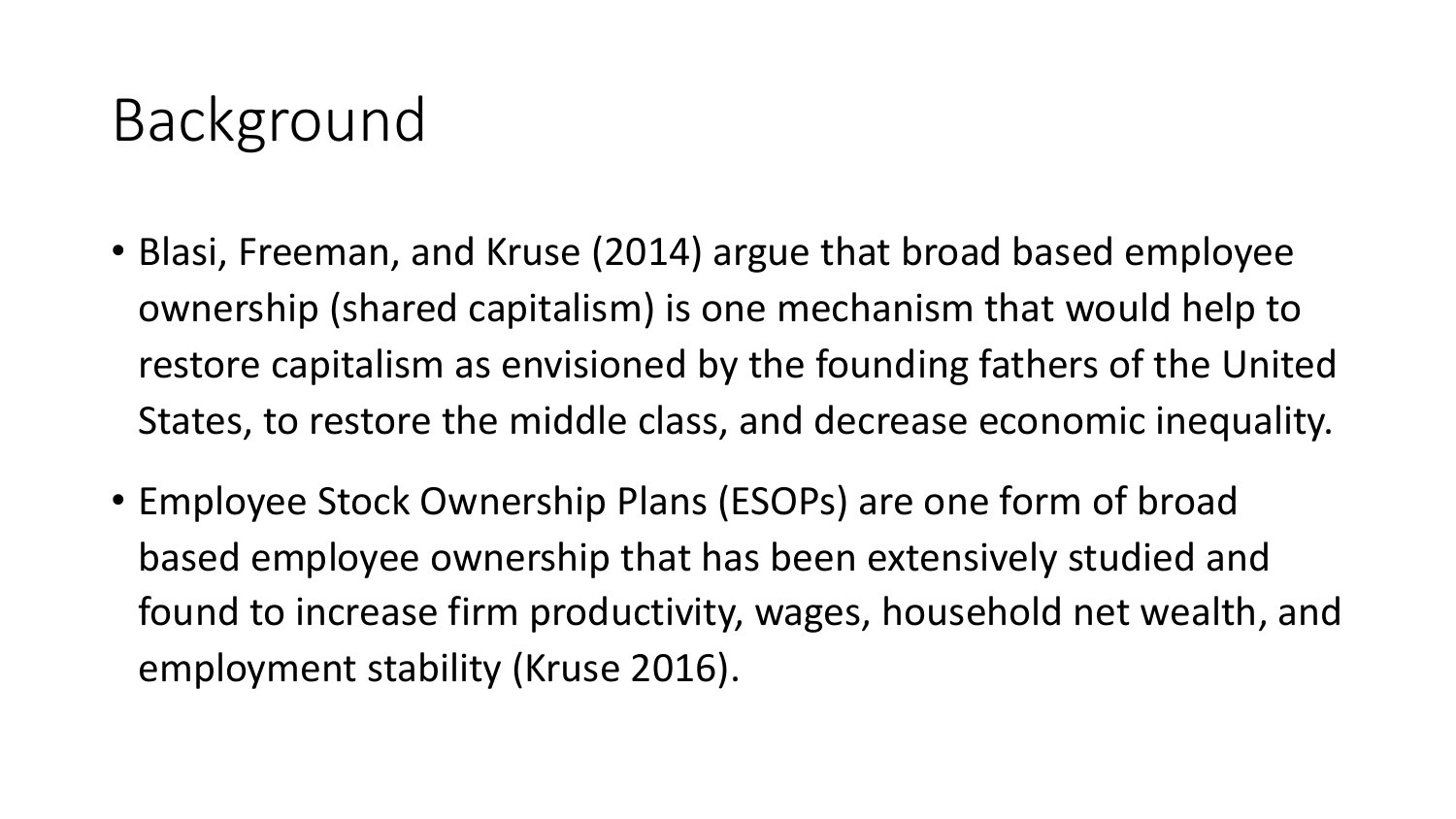# Background

- Blasi, Freeman, and Kruse (2014) argue that broad based employee ownership (shared capitalism) is one mechanism that would help to restore capitalism as envisioned by the founding fathers of the United States, to restore the middle class, and decrease economic inequality.
- Employee Stock Ownership Plans (ESOPs) are one form of broad based employee ownership that has been extensively studied and found to increase firm productivity, wages, household net wealth, and employment stability (Kruse 2016).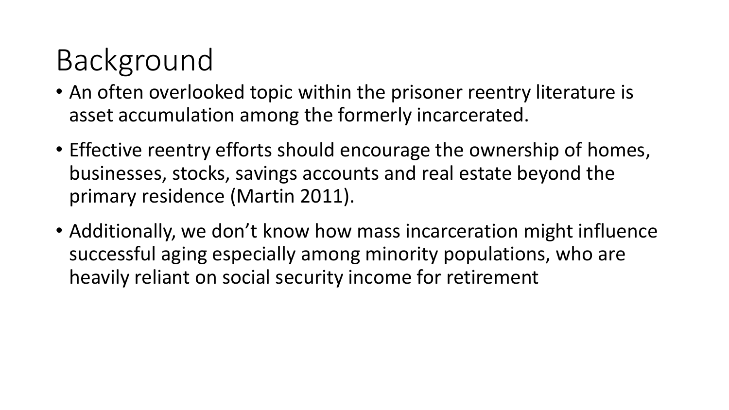# Background

- An often overlooked topic within the prisoner reentry literature is asset accumulation among the formerly incarcerated.
- Effective reentry efforts should encourage the ownership of homes, businesses, stocks, savings accounts and real estate beyond the primary residence (Martin 2011).
- Additionally, we don't know how mass incarceration might influence successful aging especially among minority populations, who are heavily reliant on social security income for retirement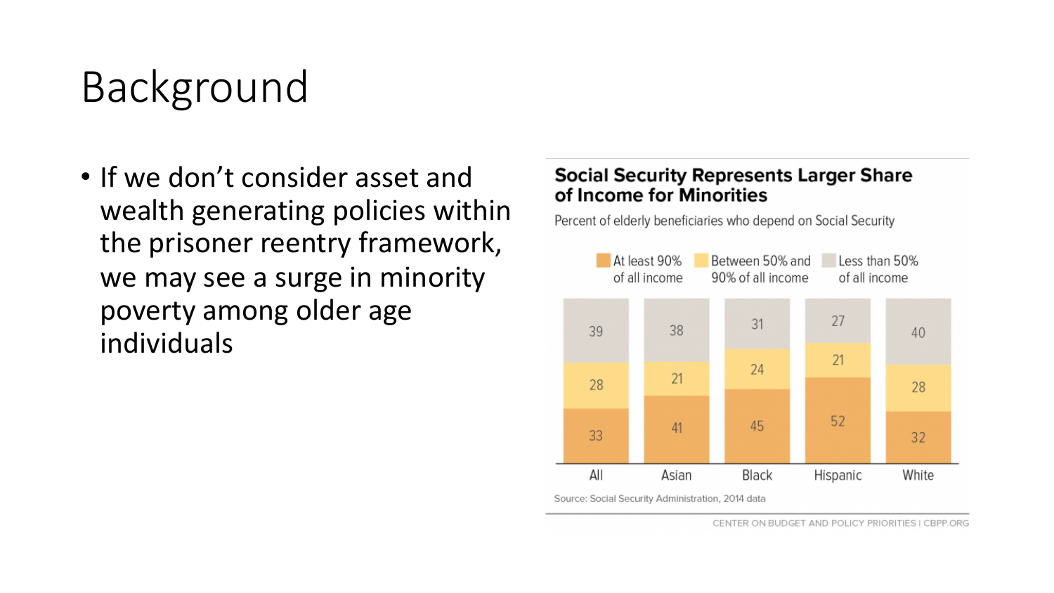# Background

- If we don't consider asset and wealth generating policies within the prisoner reentry framework, we may see a surge in minority poverty among older age individuals

**Social Security Represents Larger Share of Income for Minorities**

Percent of elderly beneficiaries who depend on Social Security

| | All | Asian | Black | Hispanic | White |
|---|---|---|---|---|---|
| At least 90% of all income | 33 | 41 | 45 | 52 | 32 |
| Between 50% and 90% of all income | 28 | 21 | 24 | 21 | 28 |
| Less than 50% of all income | 39 | 38 | 31 | 27 | 40 |

Source: Social Security Administration, 2014 data

CENTER ON BUDGET AND POLICY PRIORITIES | CBPP.ORG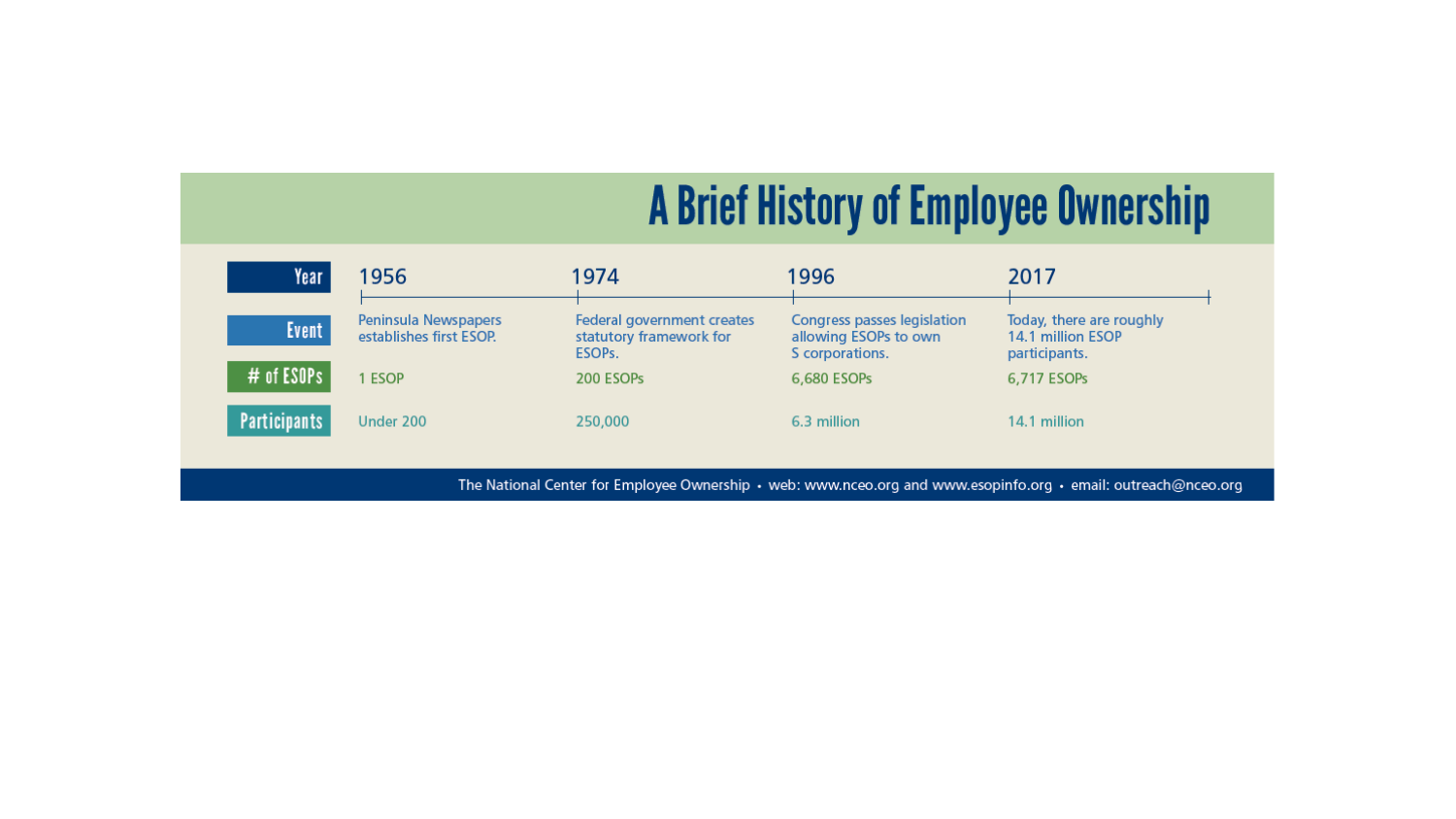# A Brief History of Employee Ownership

| Year | 1956 | 1974 | 1996 | 2017 |
|---|---|---|---|---|
| Event | Peninsula Newspapers establishes first ESOP. | Federal government creates statutory framework for ESOPs. | Congress passes legislation allowing ESOPs to own S corporations. | Today, there are roughly 14.1 million ESOP participants. |
| # of ESOPs | 1 ESOP | 200 ESOPs | 6,680 ESOPs | 6,717 ESOPs |
| Participants | Under 200 | 250,000 | 6.3 million | 14.1 million |

The National Center for Employee Ownership • web: www.nceo.org and www.esopinfo.org • email: outreach@nceo.org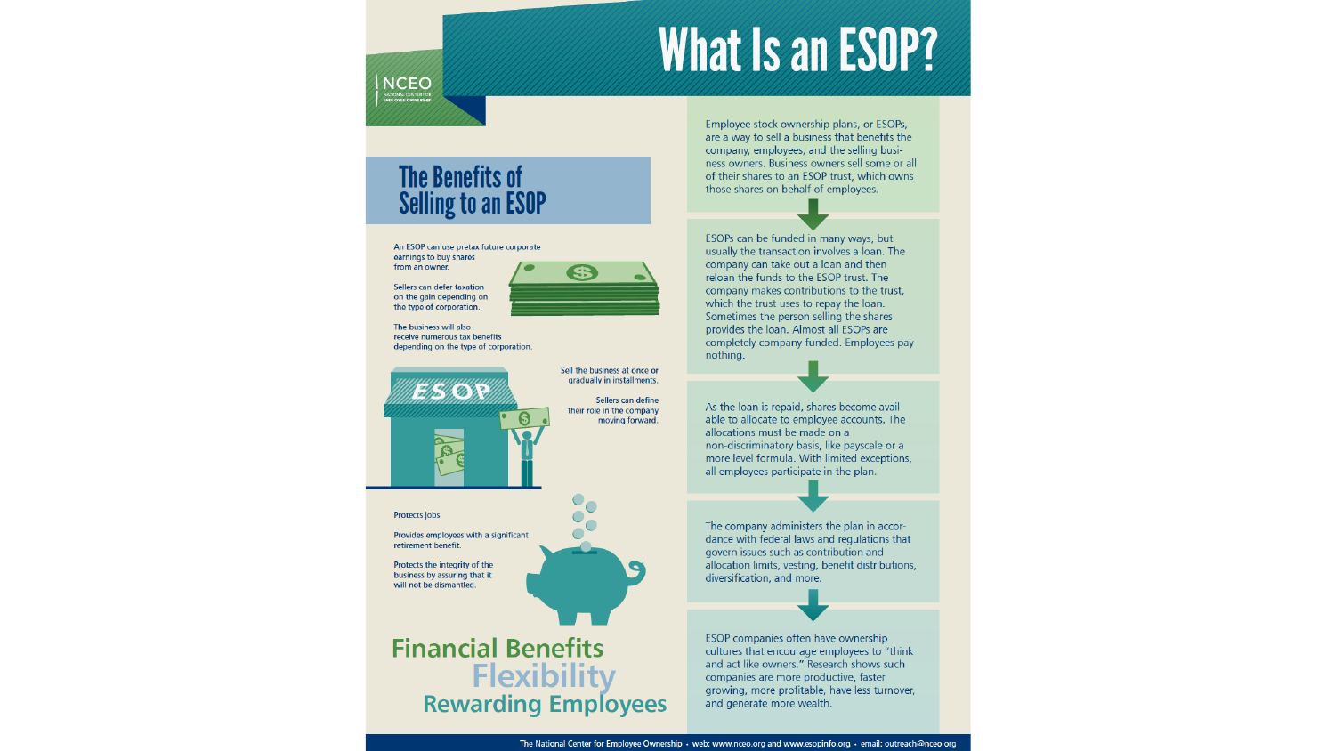# What Is an ESOP?

Employee stock ownership plans, or ESOPs, are a way to sell a business that benefits the company, employees, and the selling business owners. Business owners sell some or all of their shares to an ESOP trust, which owns those shares on behalf of employees.

ESOPs can be funded in many ways, but usually the transaction involves a loan. The company can take out a loan and then reloan the funds to the ESOP trust. The company makes contributions to the trust, which the trust uses to repay the loan. Sometimes the person selling the shares provides the loan. Almost all ESOPs are completely company-funded. Employees pay nothing.

As the loan is repaid, shares become available to allocate to employee accounts. The allocations must be made on a non-discriminatory basis, like payscale or a more level formula. With limited exceptions, all employees participate in the plan.

The company administers the plan in accordance with federal laws and regulations that govern issues such as contribution and allocation limits, vesting, benefit distributions, diversification, and more.

ESOP companies often have ownership cultures that encourage employees to "think and act like owners." Research shows such companies are more productive, faster growing, more profitable, have less turnover, and generate more wealth.

## The Benefits of Selling to an ESOP

An ESOP can use pretax future corporate earnings to buy shares from an owner.

Sellers can defer taxation on the gain depending on the type of corporation.

The business will also receive numerous tax benefits depending on the type of corporation.

Sell the business at once or gradually in installments.

Sellers can define their role in the company moving forward.

Protects jobs.

Provides employees with a significant retirement benefit.

Protects the integrity of the business by assuring that it will not be dismantled.

**Financial Benefits**
**Flexibility**
**Rewarding Employees**

The National Center for Employee Ownership • web: www.nceo.org and www.esopinfo.org • email: outreach@nceo.org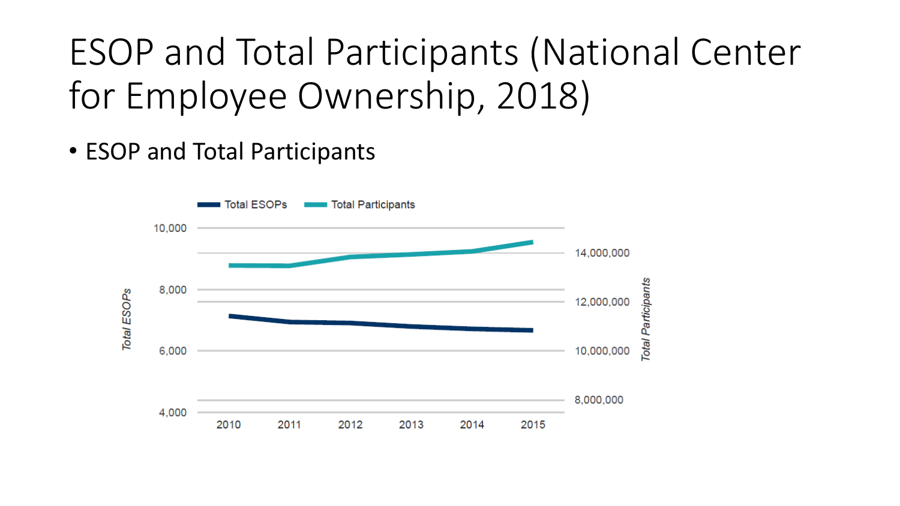# ESOP and Total Participants (National Center for Employee Ownership, 2018)

- ESOP and Total Participants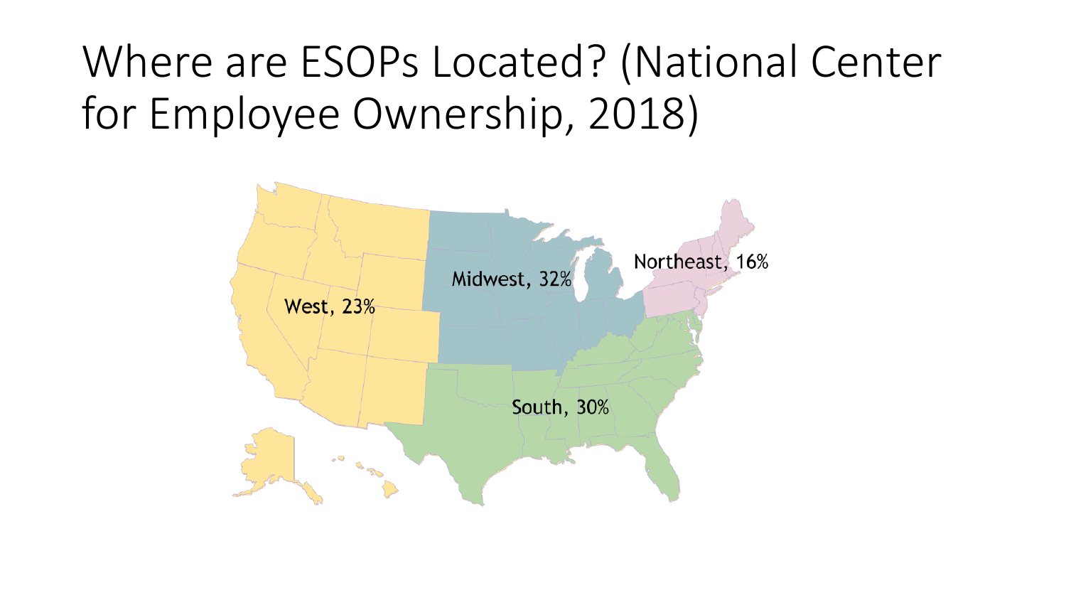# Where are ESOPs Located? (National Center for Employee Ownership, 2018)

West, 23%

Midwest, 32%

Northeast, 16%

South, 30%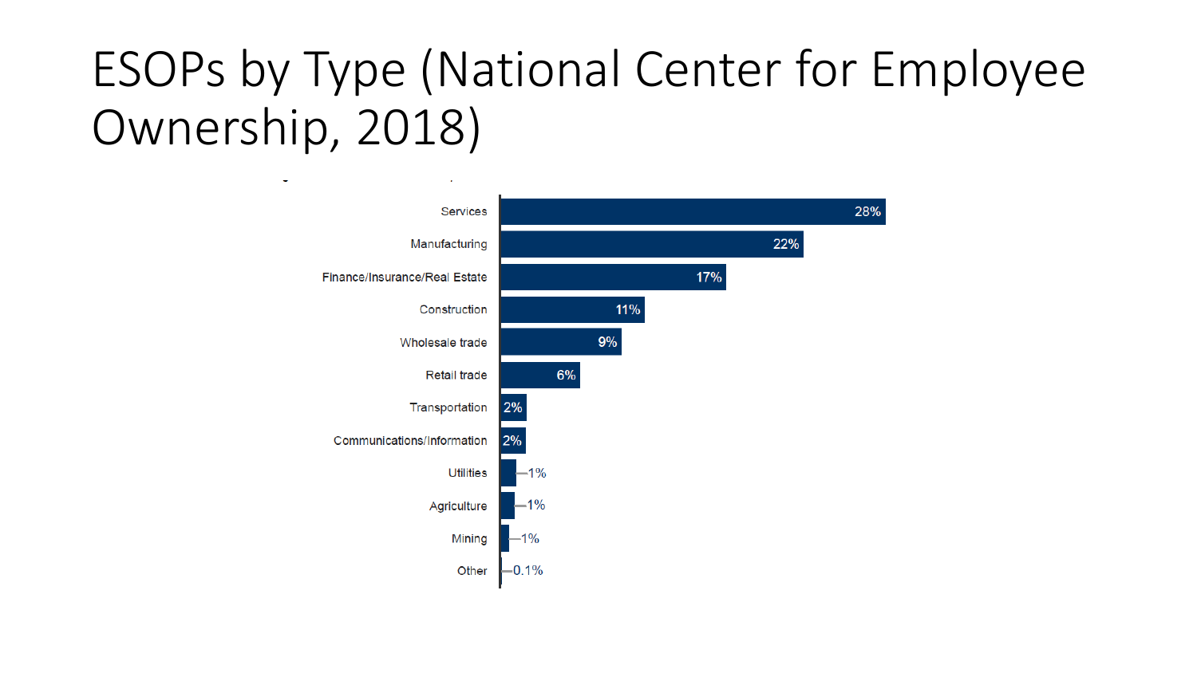# ESOPs by Type (National Center for Employee Ownership, 2018)

| Type | Percentage |
|---|---|
| Services | 28% |
| Manufacturing | 22% |
| Finance/Insurance/Real Estate | 17% |
| Construction | 11% |
| Wholesale trade | 9% |
| Retail trade | 6% |
| Transportation | 2% |
| Communications/Information | 2% |
| Utilities | 1% |
| Agriculture | 1% |
| Mining | 1% |
| Other | 0.1% |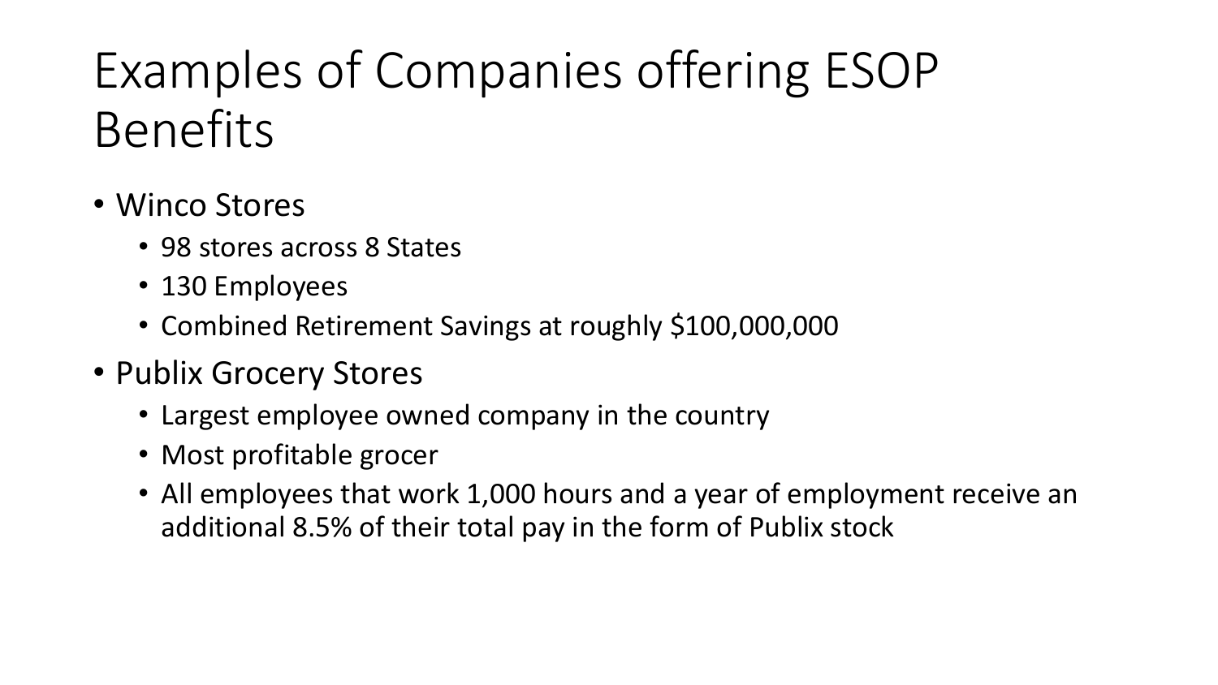# Examples of Companies offering ESOP Benefits

- Winco Stores
  - 98 stores across 8 States
  - 130 Employees
  - Combined Retirement Savings at roughly $100,000,000
- Publix Grocery Stores
  - Largest employee owned company in the country
  - Most profitable grocer
  - All employees that work 1,000 hours and a year of employment receive an additional 8.5% of their total pay in the form of Publix stock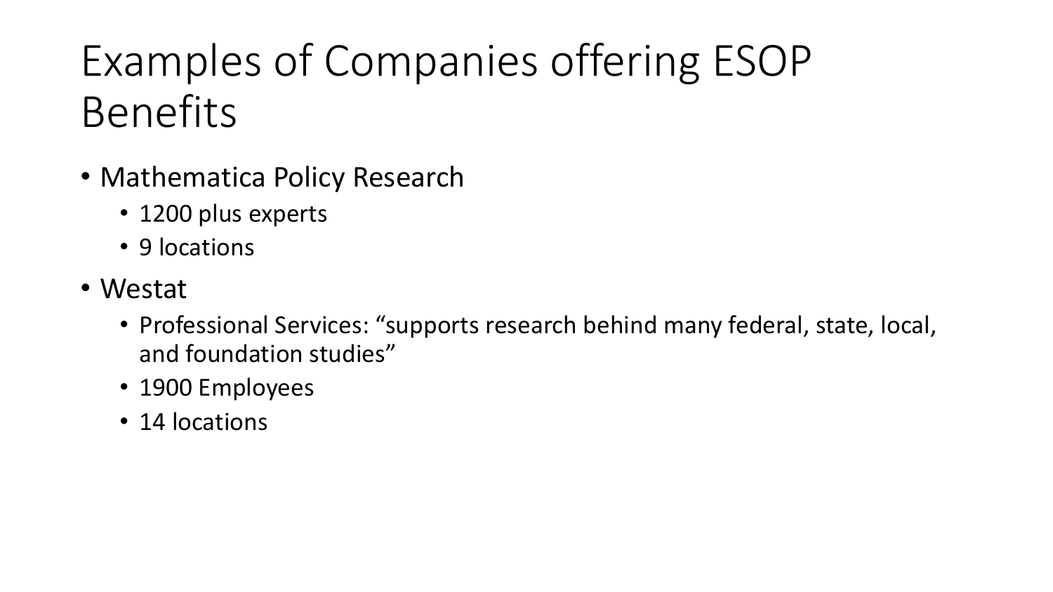# Examples of Companies offering ESOP Benefits

- Mathematica Policy Research
  - 1200 plus experts
  - 9 locations
- Westat
  - Professional Services: "supports research behind many federal, state, local, and foundation studies"
  - 1900 Employees
  - 14 locations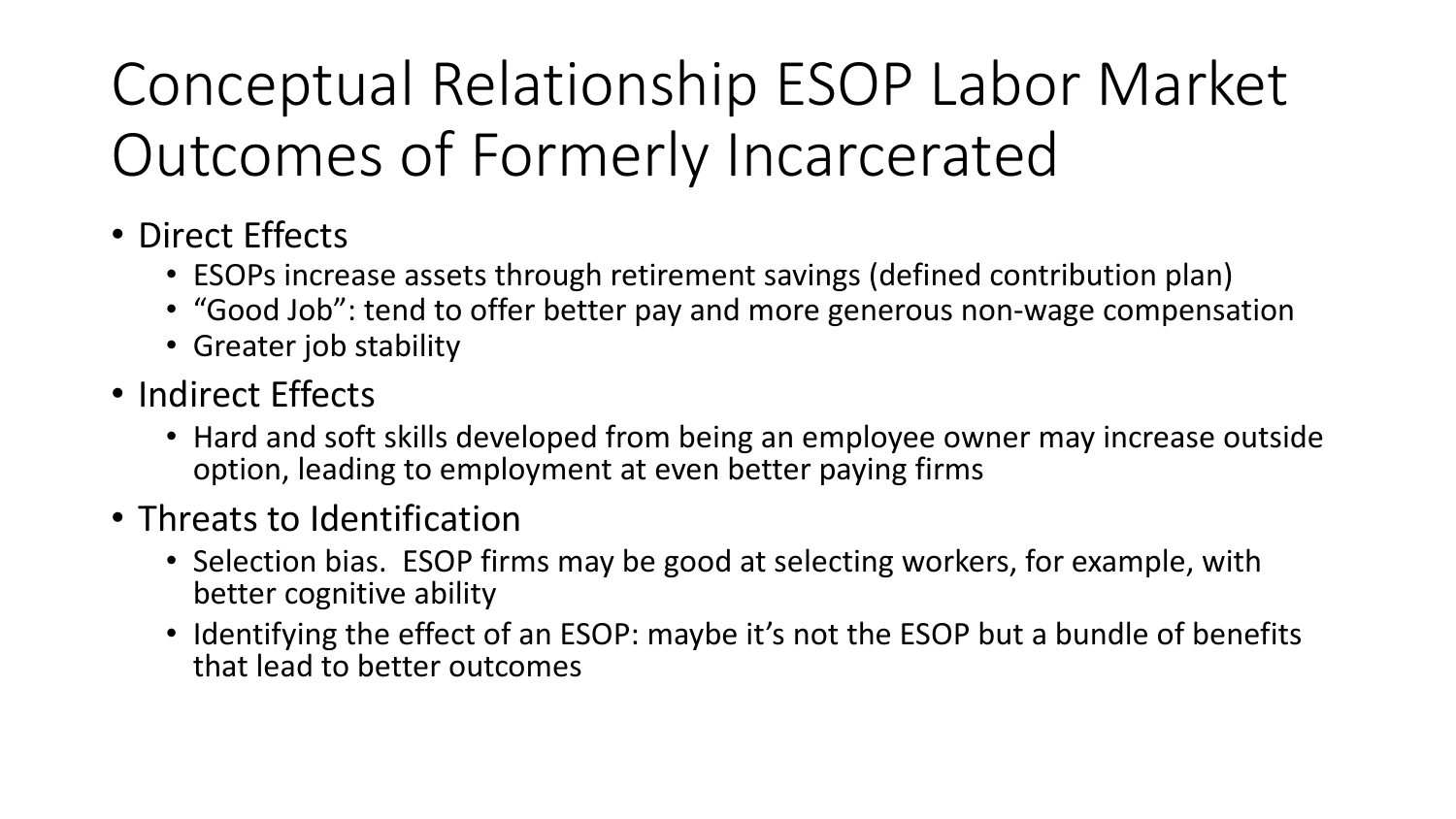# Conceptual Relationship ESOP Labor Market Outcomes of Formerly Incarcerated

- Direct Effects
  - ESOPs increase assets through retirement savings (defined contribution plan)
  - “Good Job”: tend to offer better pay and more generous non-wage compensation
  - Greater job stability
- Indirect Effects
  - Hard and soft skills developed from being an employee owner may increase outside option, leading to employment at even better paying firms
- Threats to Identification
  - Selection bias. ESOP firms may be good at selecting workers, for example, with better cognitive ability
  - Identifying the effect of an ESOP: maybe it’s not the ESOP but a bundle of benefits that lead to better outcomes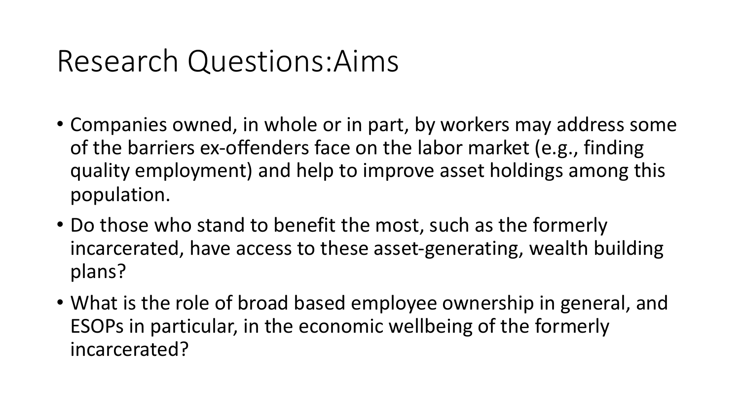# Research Questions:Aims

- Companies owned, in whole or in part, by workers may address some of the barriers ex-offenders face on the labor market (e.g., finding quality employment) and help to improve asset holdings among this population.
- Do those who stand to benefit the most, such as the formerly incarcerated, have access to these asset-generating, wealth building plans?
- What is the role of broad based employee ownership in general, and ESOPs in particular, in the economic wellbeing of the formerly incarcerated?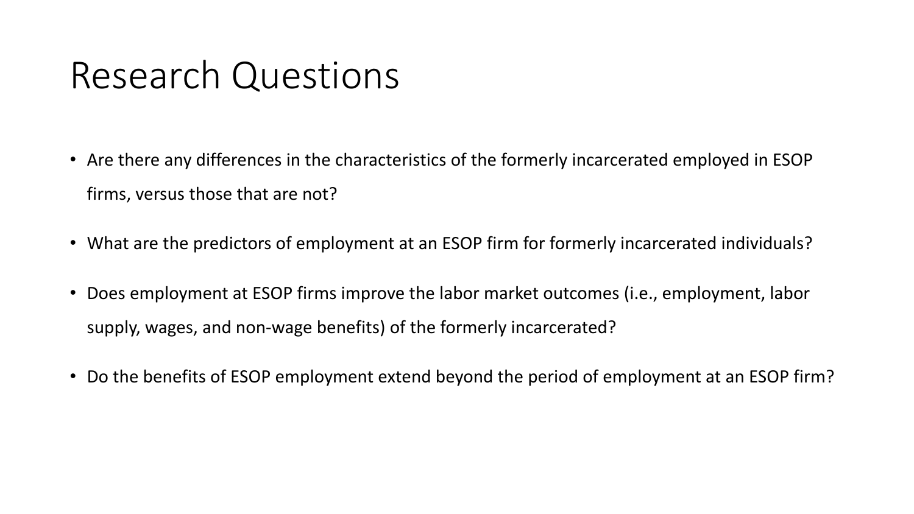# Research Questions

- Are there any differences in the characteristics of the formerly incarcerated employed in ESOP firms, versus those that are not?
- What are the predictors of employment at an ESOP firm for formerly incarcerated individuals?
- Does employment at ESOP firms improve the labor market outcomes (i.e., employment, labor supply, wages, and non-wage benefits) of the formerly incarcerated?
- Do the benefits of ESOP employment extend beyond the period of employment at an ESOP firm?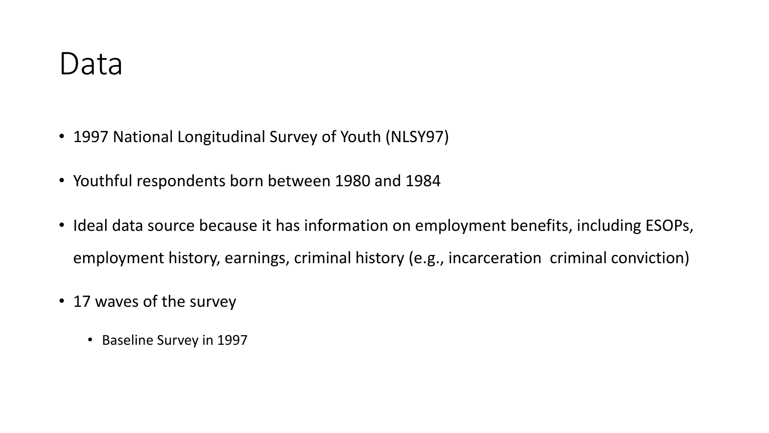# Data

- 1997 National Longitudinal Survey of Youth (NLSY97)
- Youthful respondents born between 1980 and 1984
- Ideal data source because it has information on employment benefits, including ESOPs, employment history, earnings, criminal history (e.g., incarceration  criminal conviction)
- 17 waves of the survey
  - Baseline Survey in 1997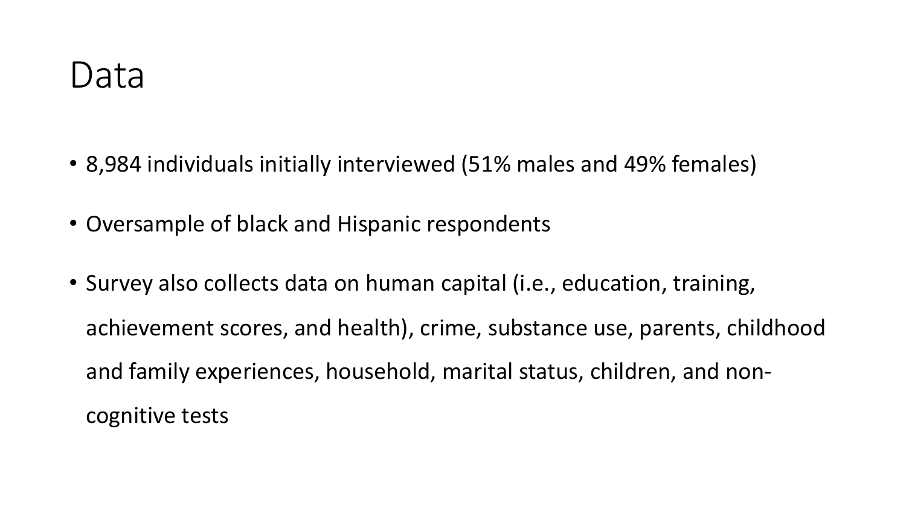# Data

- 8,984 individuals initially interviewed (51% males and 49% females)
- Oversample of black and Hispanic respondents
- Survey also collects data on human capital (i.e., education, training, achievement scores, and health), crime, substance use, parents, childhood and family experiences, household, marital status, children, and non-cognitive tests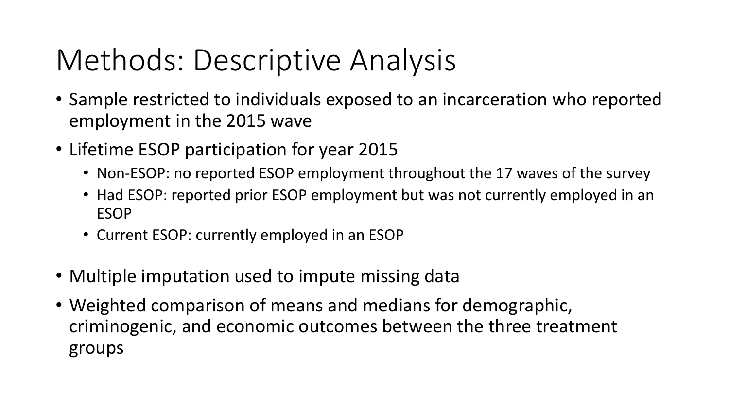# Methods: Descriptive Analysis

- Sample restricted to individuals exposed to an incarceration who reported employment in the 2015 wave
- Lifetime ESOP participation for year 2015
  - Non-ESOP: no reported ESOP employment throughout the 17 waves of the survey
  - Had ESOP: reported prior ESOP employment but was not currently employed in an ESOP
  - Current ESOP: currently employed in an ESOP
- Multiple imputation used to impute missing data
- Weighted comparison of means and medians for demographic, criminogenic, and economic outcomes between the three treatment groups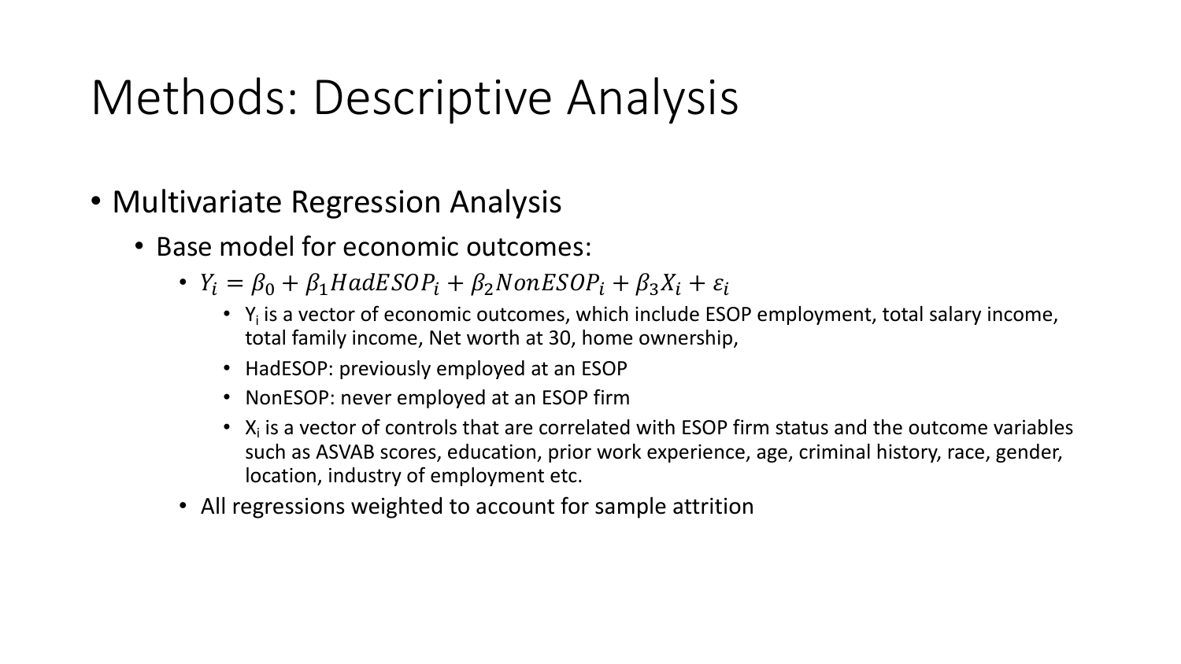# Methods: Descriptive Analysis

- Multivariate Regression Analysis
  - Base model for economic outcomes:
    - $Y_i = \beta_0 + \beta_1 HadESOP_i + \beta_2 NonESOP_i + \beta_3 X_i + \varepsilon_i$
      - $Y_i$ is a vector of economic outcomes, which include ESOP employment, total salary income, total family income, Net worth at 30, home ownership,
      - HadESOP: previously employed at an ESOP
      - NonESOP: never employed at an ESOP firm
      - $X_i$ is a vector of controls that are correlated with ESOP firm status and the outcome variables such as ASVAB scores, education, prior work experience, age, criminal history, race, gender, location, industry of employment etc.
    - All regressions weighted to account for sample attrition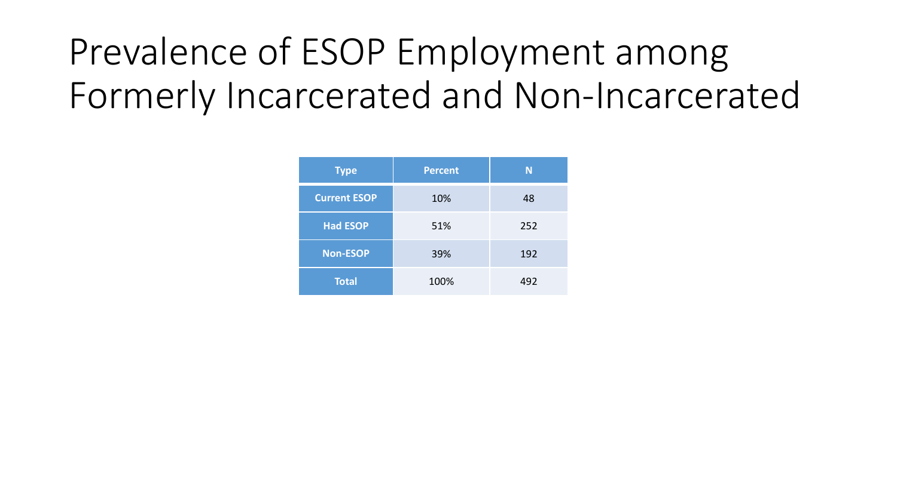# Prevalence of ESOP Employment among Formerly Incarcerated and Non-Incarcerated

| Type | Percent | N |
|---|---|---|
| **Current ESOP** | 10% | 48 |
| **Had ESOP** | 51% | 252 |
| **Non-ESOP** | 39% | 192 |
| **Total** | 100% | 492 |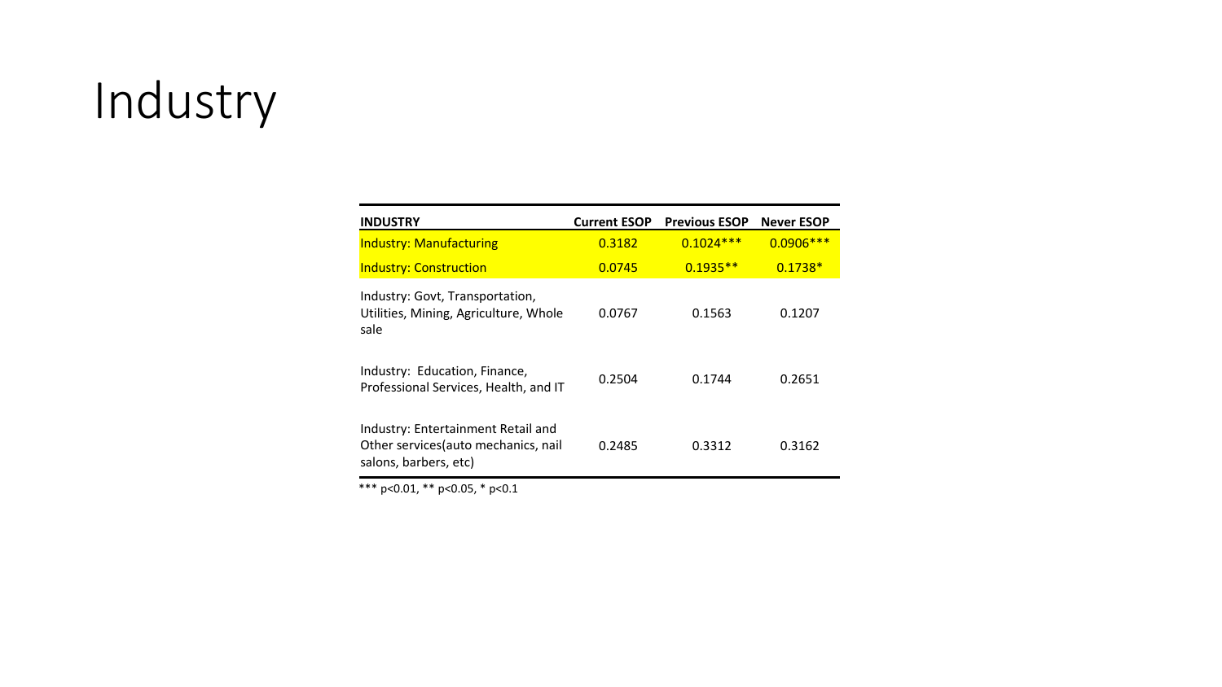# Industry

| INDUSTRY | Current ESOP | Previous ESOP | Never ESOP |
| --- | --- | --- | --- |
| Industry: Manufacturing | 0.3182 | 0.1024*** | 0.0906*** |
| Industry: Construction | 0.0745 | 0.1935** | 0.1738* |
| Industry: Govt, Transportation, Utilities, Mining, Agriculture, Whole sale | 0.0767 | 0.1563 | 0.1207 |
| Industry: Education, Finance, Professional Services, Health, and IT | 0.2504 | 0.1744 | 0.2651 |
| Industry: Entertainment Retail and Other services(auto mechanics, nail salons, barbers, etc) | 0.2485 | 0.3312 | 0.3162 |

*** $p<0.01$, ** $p<0.05$, * $p<0.1$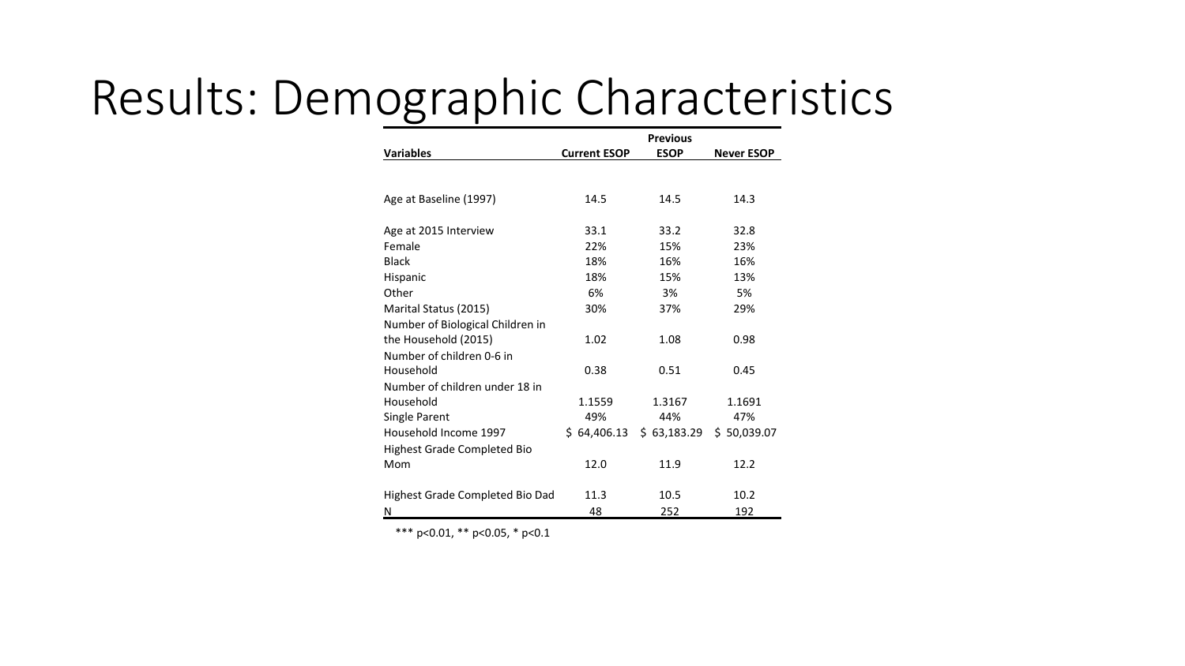# Results: Demographic Characteristics

| Variables | Current ESOP | Previous ESOP | Never ESOP |
|---|---|---|---|
| Age at Baseline (1997) | 14.5 | 14.5 | 14.3 |
| Age at 2015 Interview | 33.1 | 33.2 | 32.8 |
| Female | 22% | 15% | 23% |
| Black | 18% | 16% | 16% |
| Hispanic | 18% | 15% | 13% |
| Other | 6% | 3% | 5% |
| Marital Status (2015) | 30% | 37% | 29% |
| Number of Biological Children in the Household (2015) | 1.02 | 1.08 | 0.98 |
| Number of children 0-6 in Household | 0.38 | 0.51 | 0.45 |
| Number of children under 18 in Household | 1.1559 | 1.3167 | 1.1691 |
| Single Parent | 49% | 44% | 47% |
| Household Income 1997 | $ 64,406.13 | $ 63,183.29 | $ 50,039.07 |
| Highest Grade Completed Bio Mom | 12.0 | 11.9 | 12.2 |
| Highest Grade Completed Bio Dad | 11.3 | 10.5 | 10.2 |
| N | 48 | 252 | 192 |

*** p<0.01, ** p<0.05, * p<0.1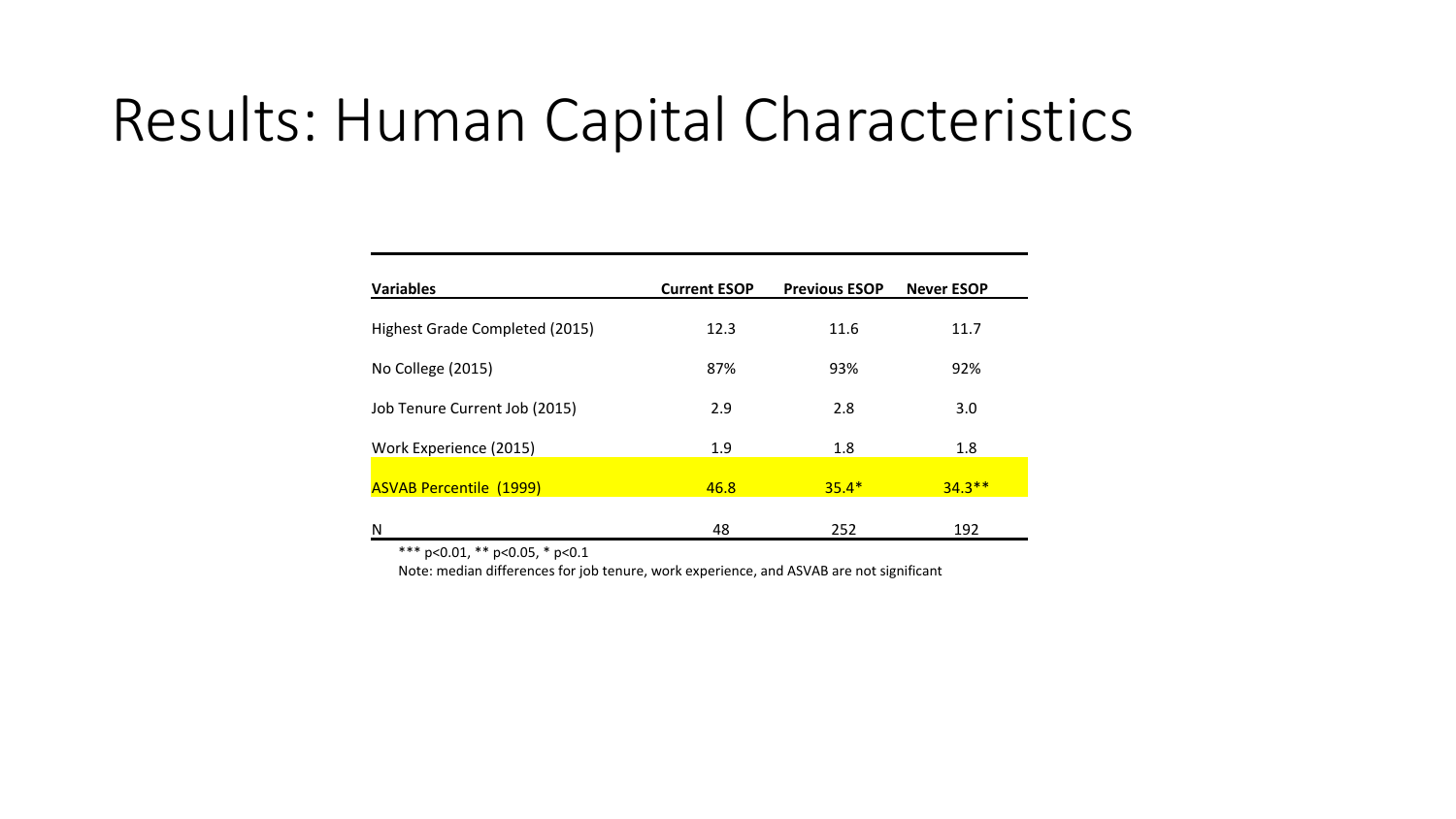# Results: Human Capital Characteristics

| Variables | Current ESOP | Previous ESOP | Never ESOP |
|---|---|---|---|
| Highest Grade Completed (2015) | 12.3 | 11.6 | 11.7 |
| No College (2015) | 87% | 93% | 92% |
| Job Tenure Current Job (2015) | 2.9 | 2.8 | 3.0 |
| Work Experience (2015) | 1.9 | 1.8 | 1.8 |
| ASVAB Percentile (1999) | 46.8 | 35.4* | 34.3** |
| N | 48 | 252 | 192 |

*** $p<0.01$, ** $p<0.05$, * $p<0.1$

Note: median differences for job tenure, work experience, and ASVAB are not significant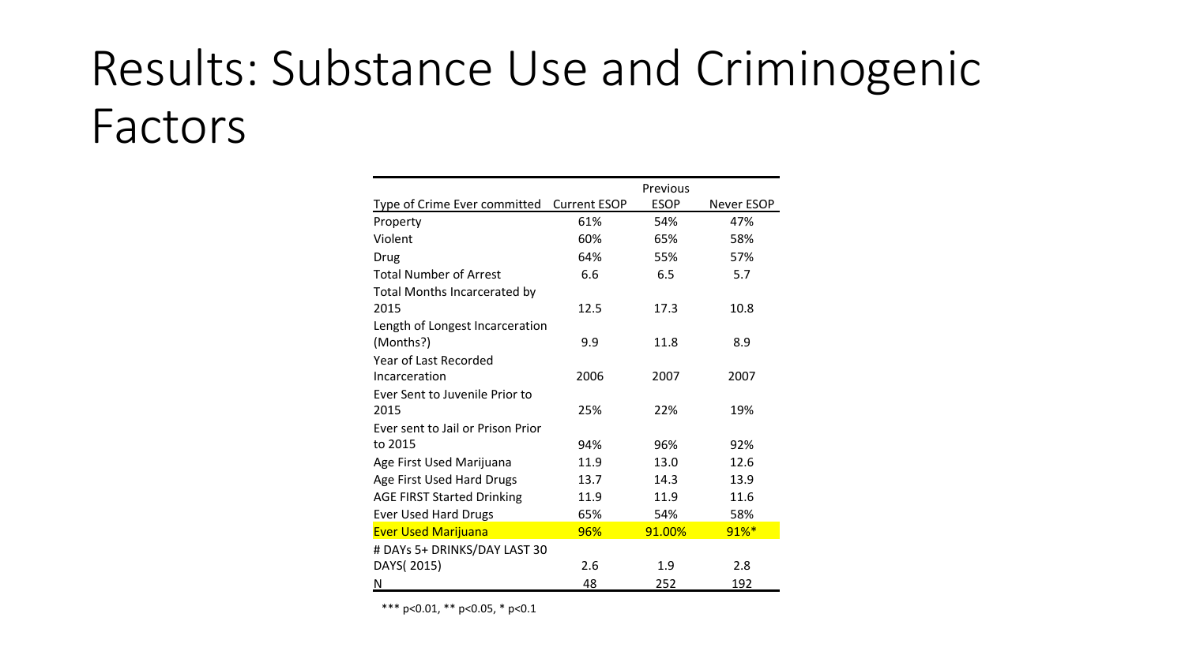# Results: Substance Use and Criminogenic Factors

| Type of Crime Ever committed | Current ESOP | Previous ESOP | Never ESOP |
|---|---|---|---|
| Property | 61% | 54% | 47% |
| Violent | 60% | 65% | 58% |
| Drug | 64% | 55% | 57% |
| Total Number of Arrest | 6.6 | 6.5 | 5.7 |
| Total Months Incarcerated by 2015 | 12.5 | 17.3 | 10.8 |
| Length of Longest Incarceration (Months?) | 9.9 | 11.8 | 8.9 |
| Year of Last Recorded Incarceration | 2006 | 2007 | 2007 |
| Ever Sent to Juvenile Prior to 2015 | 25% | 22% | 19% |
| Ever sent to Jail or Prison Prior to 2015 | 94% | 96% | 92% |
| Age First Used Marijuana | 11.9 | 13.0 | 12.6 |
| Age First Used Hard Drugs | 13.7 | 14.3 | 13.9 |
| AGE FIRST Started Drinking | 11.9 | 11.9 | 11.6 |
| Ever Used Hard Drugs | 65% | 54% | 58% |
| Ever Used Marijuana | 96% | 91.00% | 91%* |
| # DAYs 5+ DRINKS/DAY LAST 30 DAYS( 2015) | 2.6 | 1.9 | 2.8 |
| N | 48 | 252 | 192 |

*** p<0.01, ** p<0.05, * p<0.1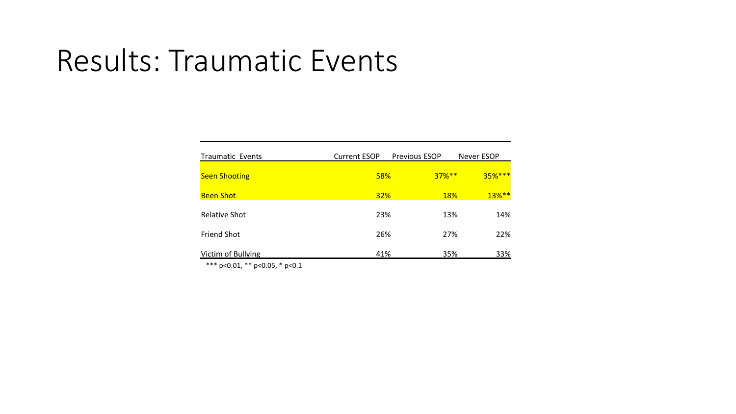# Results: Traumatic Events

| Traumatic Events | Current ESOP | Previous ESOP | Never ESOP |
|---|---|---|---|
| Seen Shooting | 58% | 37%** | 35%*** |
| Been Shot | 32% | 18% | 13%** |
| Relative Shot | 23% | 13% | 14% |
| Friend Shot | 26% | 27% | 22% |
| Victim of Bullying | 41% | 35% | 33% |

*** p<0.01, ** p<0.05, * p<0.1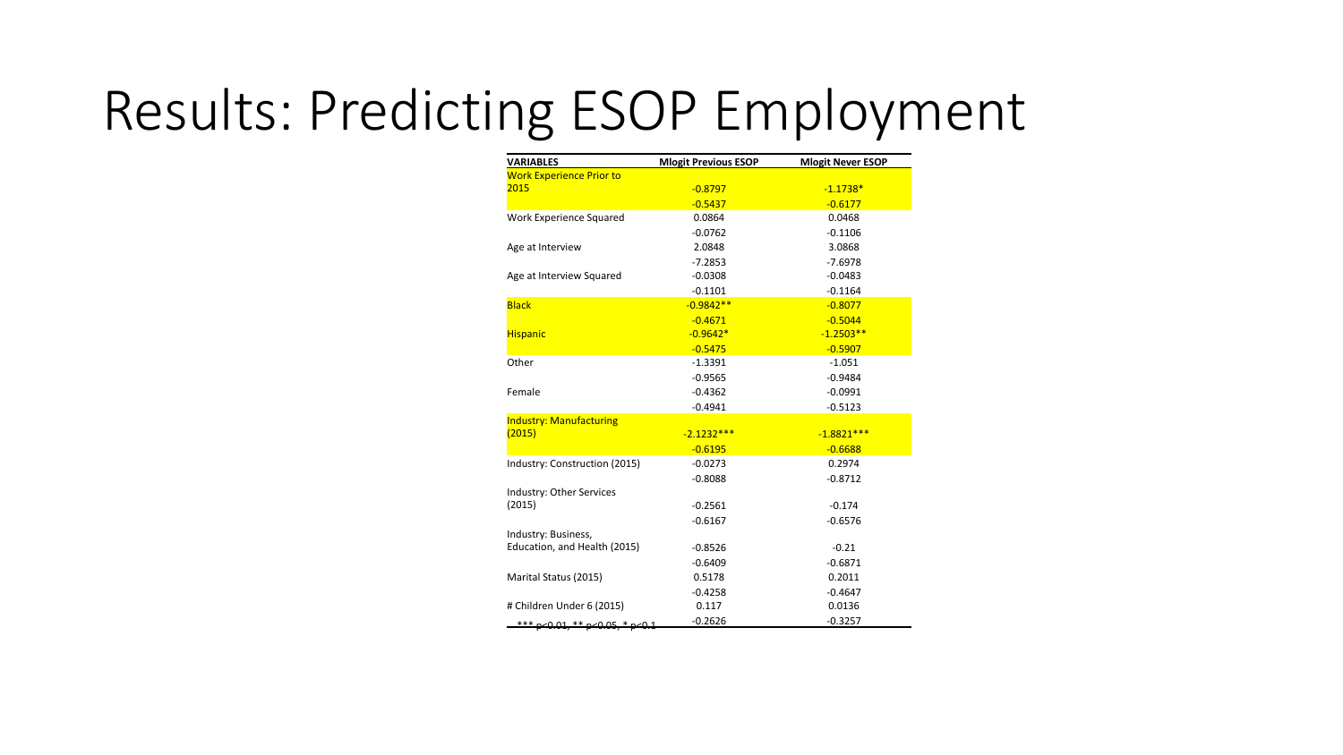# Results: Predicting ESOP Employment

| VARIABLES | Mlogit Previous ESOP | Mlogit Never ESOP |
|---|---|---|
| Work Experience Prior to 2015 | -0.8797 | -1.1738* |
| | -0.5437 | -0.6177 |
| Work Experience Squared | 0.0864 | 0.0468 |
| | -0.0762 | -0.1106 |
| Age at Interview | 2.0848 | 3.0868 |
| | -7.2853 | -7.6978 |
| Age at Interview Squared | -0.0308 | -0.0483 |
| | -0.1101 | -0.1164 |
| Black | -0.9842** | -0.8077 |
| | -0.4671 | -0.5044 |
| Hispanic | -0.9642* | -1.2503** |
| | -0.5475 | -0.5907 |
| Other | -1.3391 | -1.051 |
| | -0.9565 | -0.9484 |
| Female | -0.4362 | -0.0991 |
| | -0.4941 | -0.5123 |
| Industry: Manufacturing (2015) | -2.1232*** | -1.8821*** |
| | -0.6195 | -0.6688 |
| Industry: Construction (2015) | -0.0273 | 0.2974 |
| | -0.8088 | -0.8712 |
| Industry: Other Services (2015) | -0.2561 | -0.174 |
| | -0.6167 | -0.6576 |
| Industry: Business, Education, and Health (2015) | -0.8526 | -0.21 |
| | -0.6409 | -0.6871 |
| Marital Status (2015) | 0.5178 | 0.2011 |
| | -0.4258 | -0.4647 |
| # Children Under 6 (2015) | 0.117 | 0.0136 |
| | -0.2626 | -0.3257 |

*** p<0.01, ** p<0.05, * p<0.1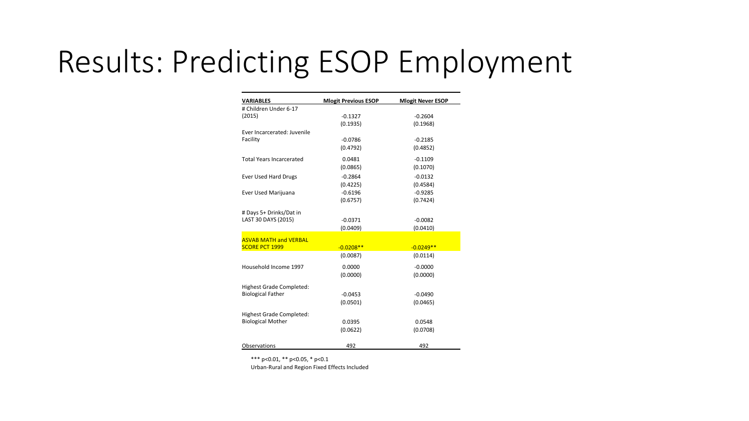# Results: Predicting ESOP Employment

| VARIABLES | Mlogit Previous ESOP | Mlogit Never ESOP |
|---|---|---|
| # Children Under 6-17 (2015) | -0.1327 | -0.2604 |
| | (0.1935) | (0.1968) |
| Ever Incarcerated: Juvenile Facility | -0.0786 | -0.2185 |
| | (0.4792) | (0.4852) |
| Total Years Incarcerated | 0.0481 | -0.1109 |
| | (0.0865) | (0.1070) |
| Ever Used Hard Drugs | -0.2864 | -0.0132 |
| | (0.4225) | (0.4584) |
| Ever Used Marijuana | -0.6196 | -0.9285 |
| | (0.6757) | (0.7424) |
| # Days 5+ Drinks/Dat in LAST 30 DAYS (2015) | -0.0371 | -0.0082 |
| | (0.0409) | (0.0410) |
| ASVAB MATH and VERBAL SCORE PCT 1999 | -0.0208** | -0.0249** |
| | (0.0087) | (0.0114) |
| Household Income 1997 | 0.0000 | -0.0000 |
| | (0.0000) | (0.0000) |
| Highest Grade Completed: Biological Father | -0.0453 | -0.0490 |
| | (0.0501) | (0.0465) |
| Highest Grade Completed: Biological Mother | 0.0395 | 0.0548 |
| | (0.0622) | (0.0708) |
| Observations | 492 | 492 |

*** $p<0.01$, ** $p<0.05$, * $p<0.1$

Urban-Rural and Region Fixed Effects Included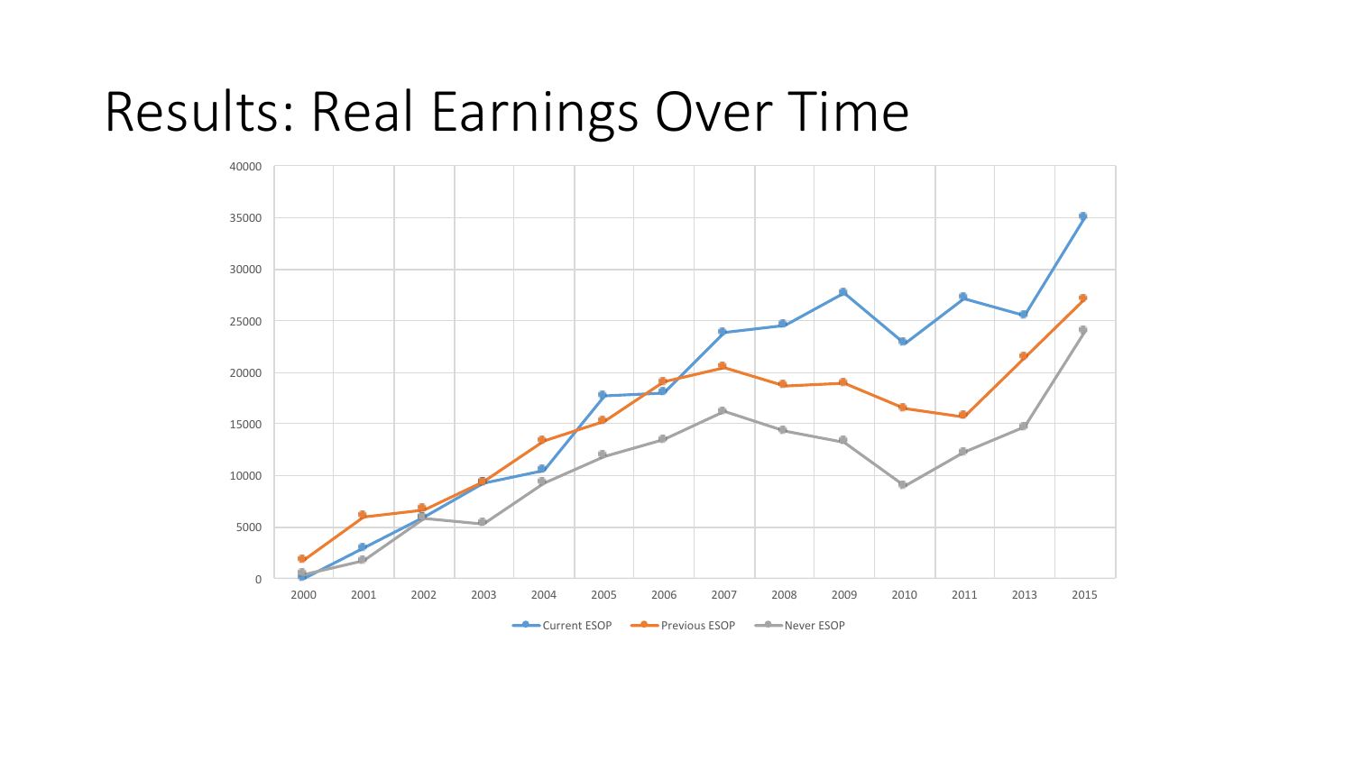# Results: Real Earnings Over Time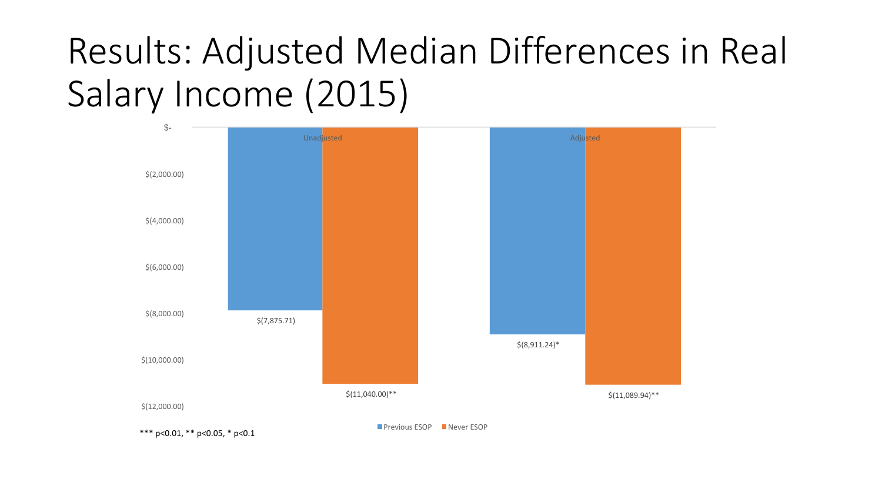# Results: Adjusted Median Differences in Real Salary Income (2015)

| | Previous ESOP | Never ESOP |
|---|---|---|
| Unadjusted | $(7,875.71) | $(11,040.00)** |
| Adjusted | $(8,911.24)* | $(11,089.94)** |

*** p<0.01, ** p<0.05, * p<0.1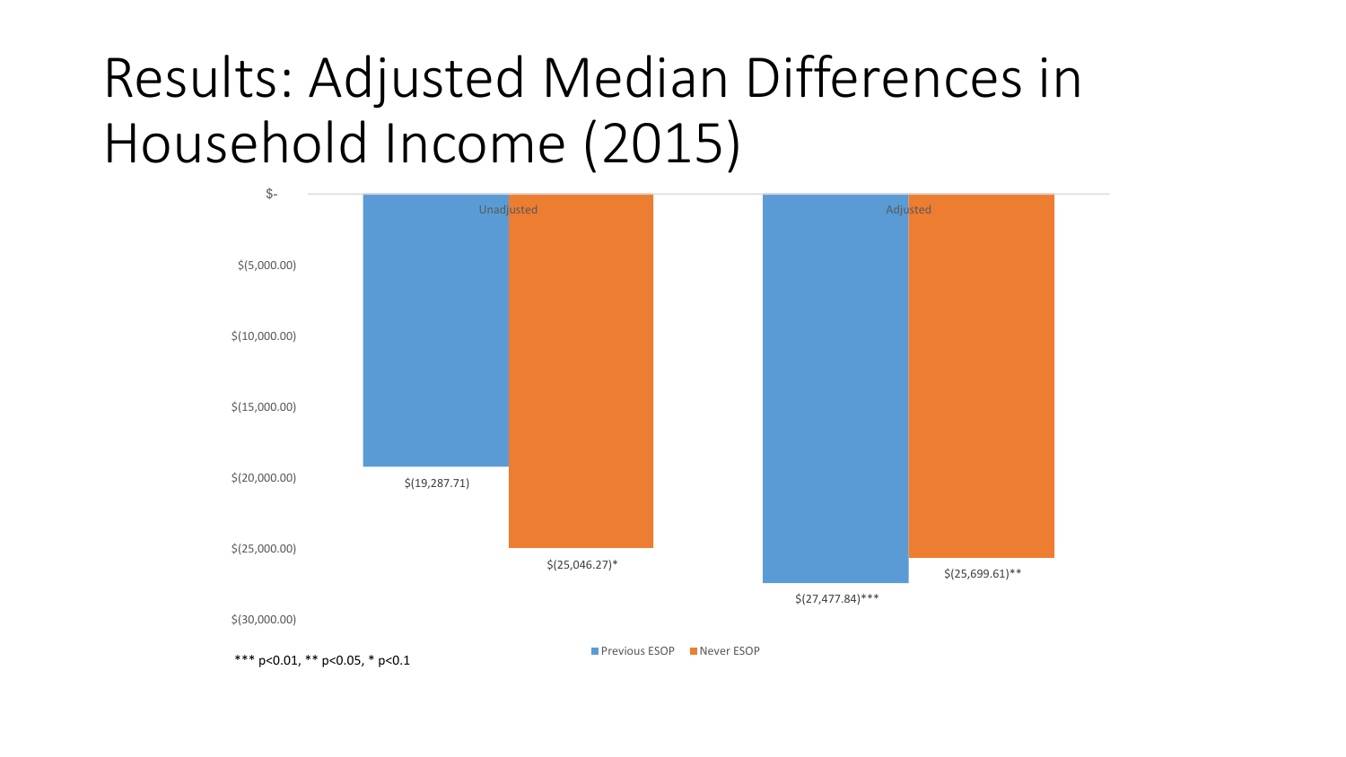# Results: Adjusted Median Differences in Household Income (2015)

| | Previous ESOP | Never ESOP |
|---|---|---|
| Unadjusted | $(19,287.71) | $(25,046.27)* |
| Adjusted | $(27,477.84)*** | $(25,699.61)** |

*** p<0.01, ** p<0.05, * p<0.1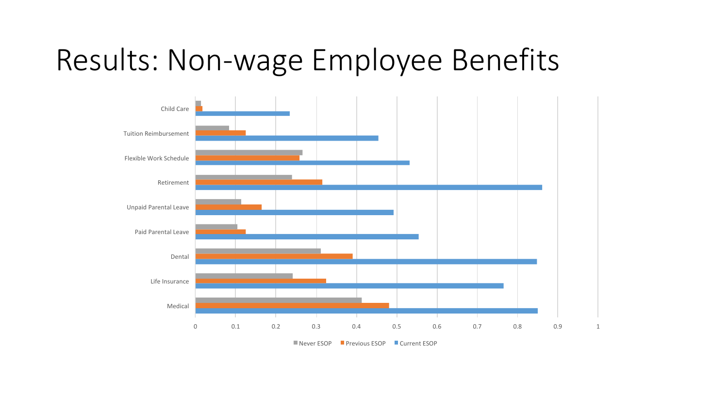# Results: Non-wage Employee Benefits

| Benefit | Never ESOP | Previous ESOP | Current ESOP |
|---|---|---|---|
| Child Care | 0.013 | 0.017 | 0.234 |
| Tuition Reimbursement | 0.083 | 0.125 | 0.454 |
| Flexible Work Schedule | 0.265 | 0.258 | 0.531 |
| Retirement | 0.239 | 0.314 | 0.861 |
| Unpaid Parental Leave | 0.113 | 0.164 | 0.492 |
| Paid Parental Leave | 0.104 | 0.125 | 0.554 |
| Dental | 0.311 | 0.390 | 0.848 |
| Life Insurance | 0.241 | 0.324 | 0.765 |
| Medical | 0.412 | 0.480 | 0.850 |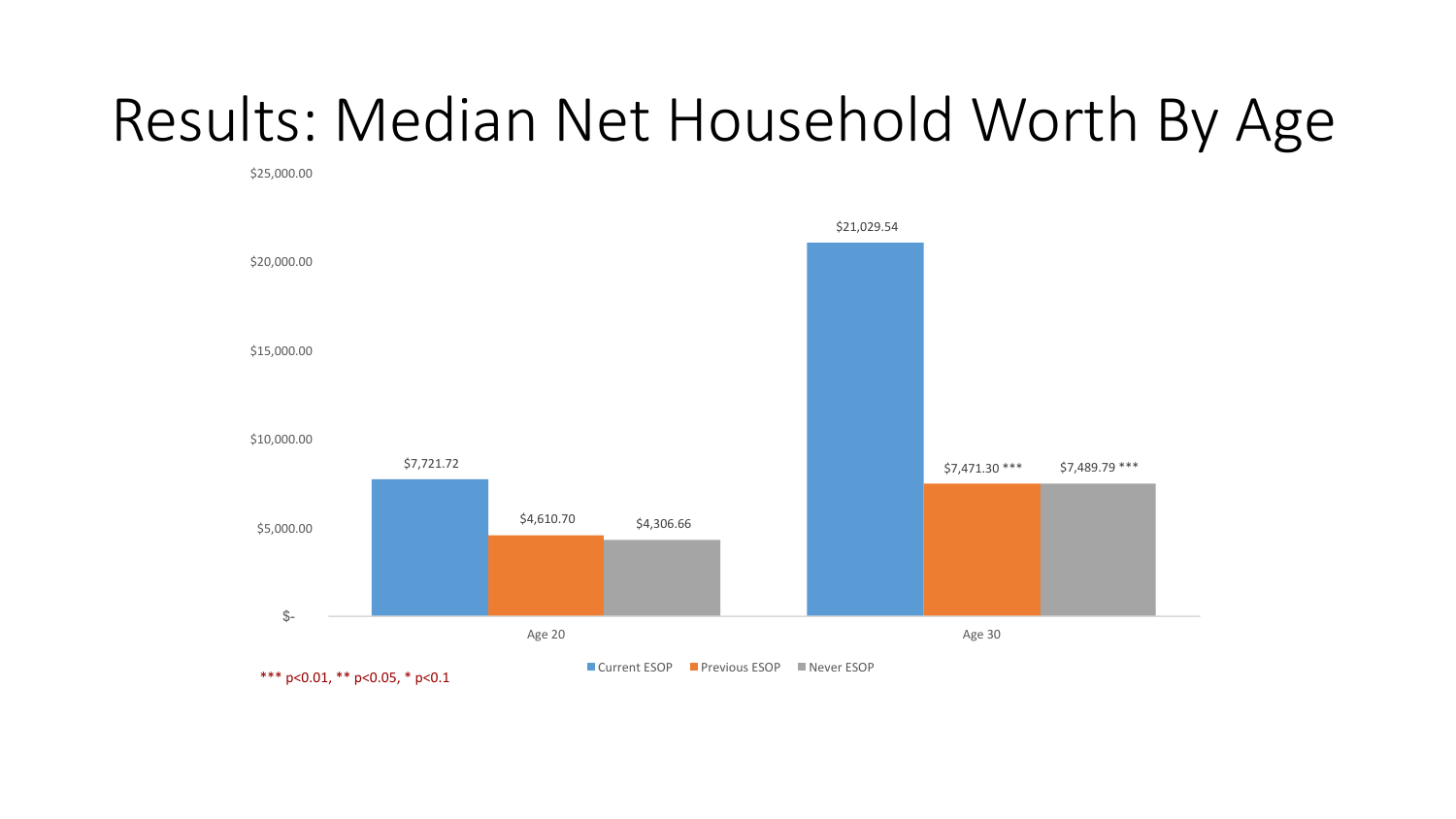# Results: Median Net Household Worth By Age

| | Current ESOP | Previous ESOP | Never ESOP |
|---|---|---|---|
| Age 20 | $7,721.72 | $4,610.70 | $4,306.66 |
| Age 30 | $21,029.54 | $7,471.30 *** | $7,489.79 *** |

*** p<0.01, ** p<0.05, * p<0.1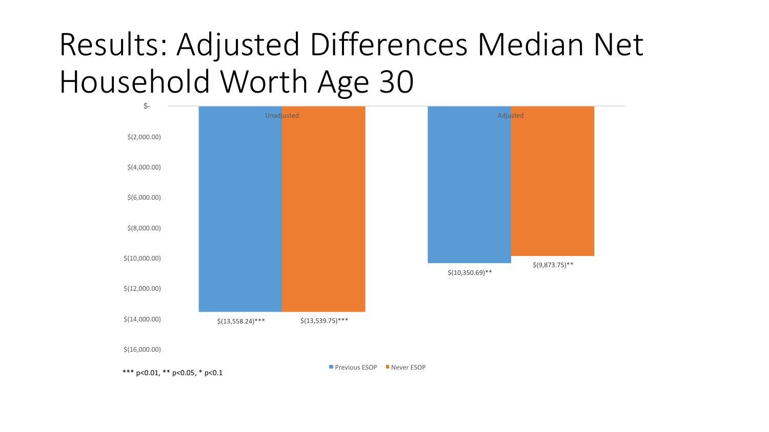# Results: Adjusted Differences Median Net Household Worth Age 30

| | Previous ESOP | Never ESOP |
|---|---|---|
| Unadjusted | $(13,558.24)*** | $(13,539.75)*** |
| Adjusted | $(10,350.69)** | $(9,873.75)** |

*** p<0.01, ** p<0.05, * p<0.1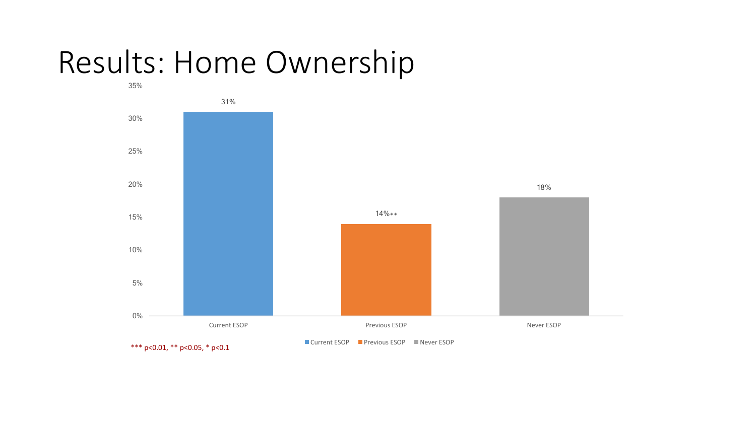# Results: Home Ownership

| | Current ESOP | Previous ESOP | Never ESOP |
|---|---|---|---|
| Home Ownership | 31% | 14%** | 18% |

*** p<0.01, ** p<0.05, * p<0.1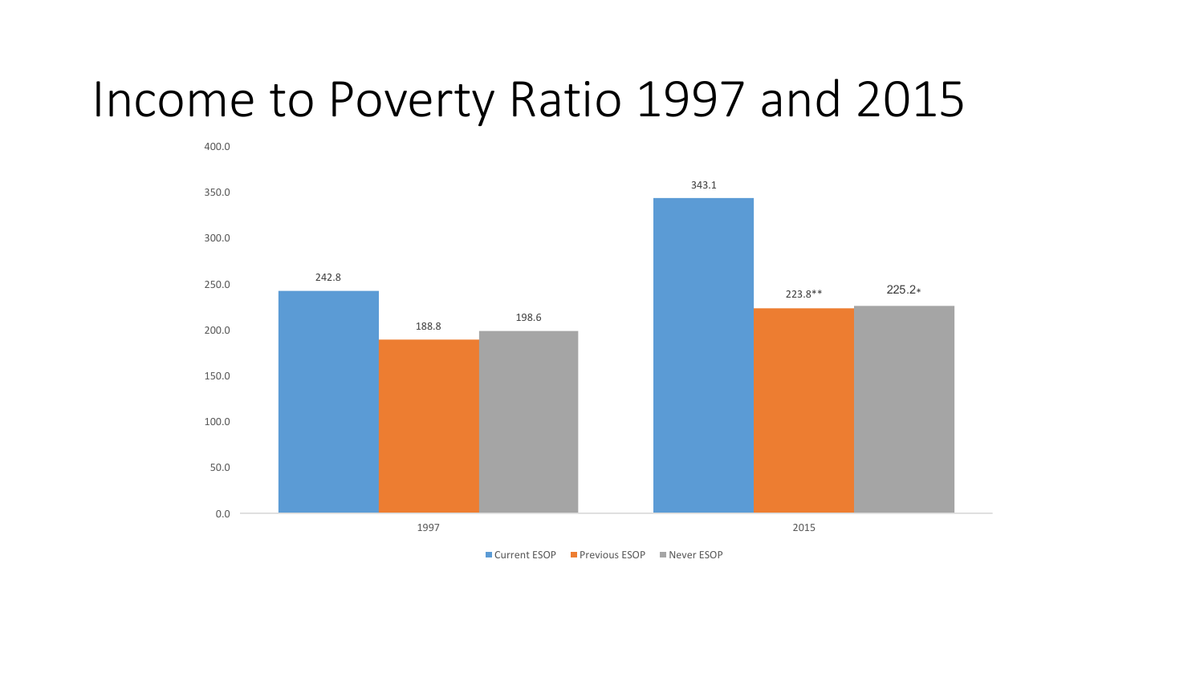# Income to Poverty Ratio 1997 and 2015

| | Current ESOP | Previous ESOP | Never ESOP |
|---|---|---|---|
| 1997 | 242.8 | 188.8 | 198.6 |
| 2015 | 343.1 | 223.8** | 225.2* |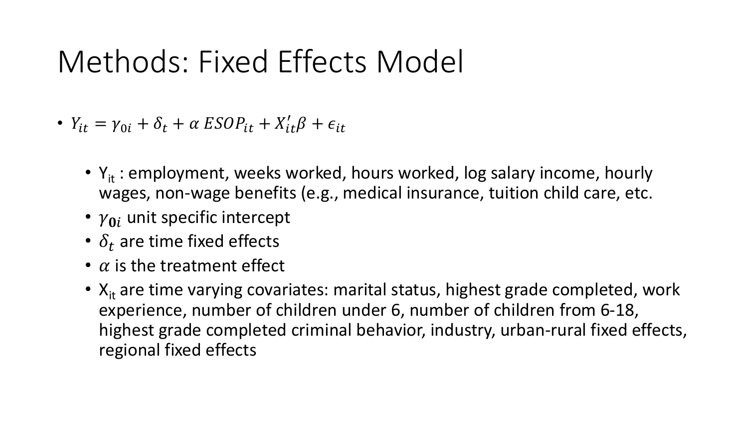# Methods: Fixed Effects Model

- $Y_{it} = \gamma_{0i} + \delta_t + \alpha\ ESOP_{it} + X_{it}'\beta + \epsilon_{it}$
  - $Y_{it}$ : employment, weeks worked, hours worked, log salary income, hourly wages, non-wage benefits (e.g., medical insurance, tuition child care, etc.
  - $\gamma_{\mathbf{0}i}$ unit specific intercept
  - $\delta_t$ are time fixed effects
  - $\alpha$ is the treatment effect
  - $X_{it}$ are time varying covariates: marital status, highest grade completed, work experience, number of children under 6, number of children from 6-18, highest grade completed criminal behavior, industry, urban-rural fixed effects, regional fixed effects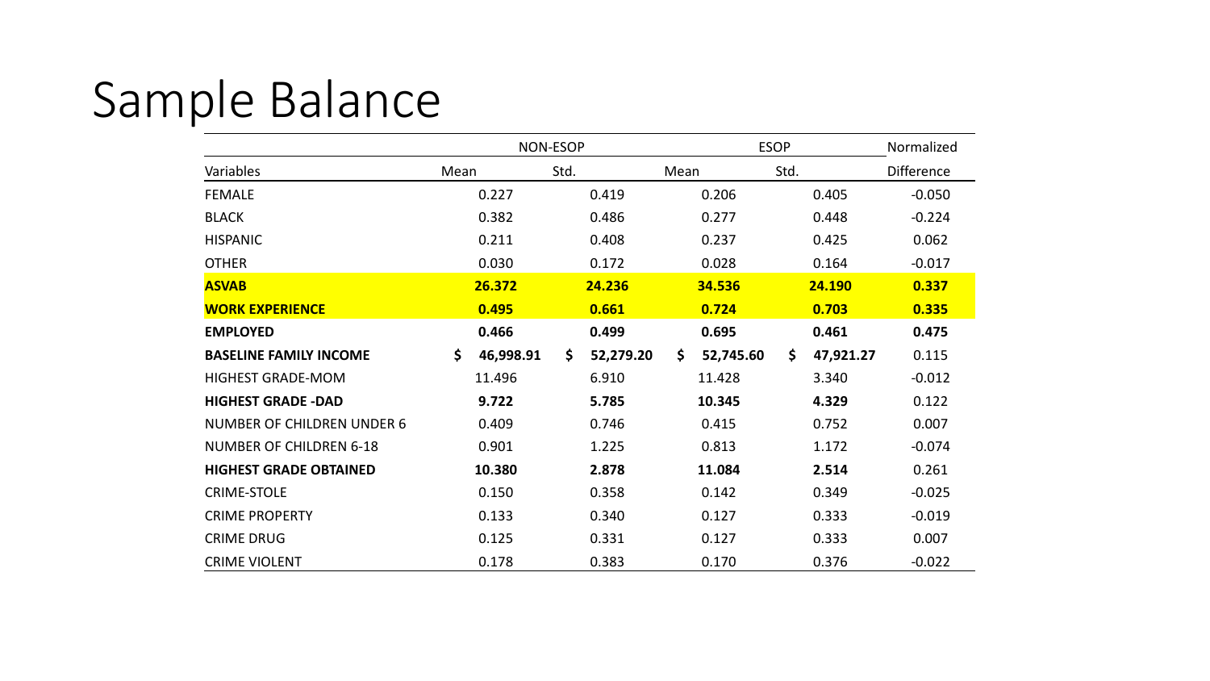# Sample Balance

| | NON-ESOP | | ESOP | | Normalized |
|---|---|---|---|---|---|
| Variables | Mean | Std. | Mean | Std. | Difference |
| FEMALE | 0.227 | 0.419 | 0.206 | 0.405 | -0.050 |
| BLACK | 0.382 | 0.486 | 0.277 | 0.448 | -0.224 |
| HISPANIC | 0.211 | 0.408 | 0.237 | 0.425 | 0.062 |
| OTHER | 0.030 | 0.172 | 0.028 | 0.164 | -0.017 |
| **ASVAB** | **26.372** | **24.236** | **34.536** | **24.190** | **0.337** |
| **WORK EXPERIENCE** | **0.495** | **0.661** | **0.724** | **0.703** | **0.335** |
| **EMPLOYED** | **0.466** | **0.499** | **0.695** | **0.461** | **0.475** |
| **BASELINE FAMILY INCOME** | **$ 46,998.91** | **$ 52,279.20** | **$ 52,745.60** | **$ 47,921.27** | 0.115 |
| HIGHEST GRADE-MOM | 11.496 | 6.910 | 11.428 | 3.340 | -0.012 |
| **HIGHEST GRADE -DAD** | **9.722** | **5.785** | **10.345** | **4.329** | 0.122 |
| NUMBER OF CHILDREN UNDER 6 | 0.409 | 0.746 | 0.415 | 0.752 | 0.007 |
| NUMBER OF CHILDREN 6-18 | 0.901 | 1.225 | 0.813 | 1.172 | -0.074 |
| **HIGHEST GRADE OBTAINED** | **10.380** | **2.878** | **11.084** | **2.514** | 0.261 |
| CRIME-STOLE | 0.150 | 0.358 | 0.142 | 0.349 | -0.025 |
| CRIME PROPERTY | 0.133 | 0.340 | 0.127 | 0.333 | -0.019 |
| CRIME DRUG | 0.125 | 0.331 | 0.127 | 0.333 | 0.007 |
| CRIME VIOLENT | 0.178 | 0.383 | 0.170 | 0.376 | -0.022 |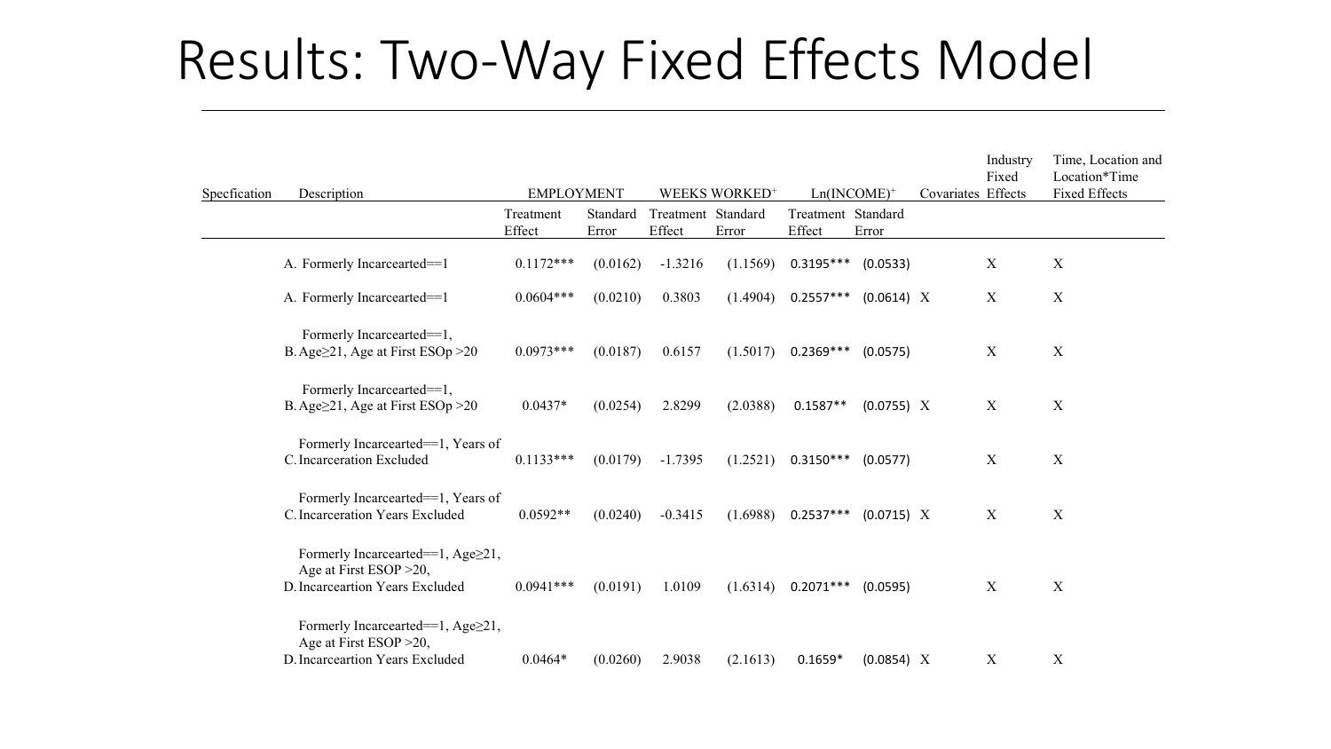# Results: Two-Way Fixed Effects Model

| Specfication | Description | EMPLOYMENT | | WEEKS WORKED+ | | Ln(INCOME)+ | | Covariates | Industry Fixed Effects | Time, Location and Location*Time Fixed Effects |
|---|---|---|---|---|---|---|---|---|---|---|
| | | Treatment Effect | Standard Error | Treatment Effect | Standard Error | Treatment Effect | Standard Error | | | |
| A. | Formerly Incarcearted==1 | 0.1172*** | (0.0162) | -1.3216 | (1.1569) | 0.3195*** | (0.0533) | | X | X |
| A. | Formerly Incarcearted==1 | 0.0604*** | (0.0210) | 0.3803 | (1.4904) | 0.2557*** | (0.0614) | X | X | X |
| B. | Formerly Incarcearted==1, Age≥21, Age at First ESOp >20 | 0.0973*** | (0.0187) | 0.6157 | (1.5017) | 0.2369*** | (0.0575) | | X | X |
| B. | Formerly Incarcearted==1, Age≥21, Age at First ESOp >20 | 0.0437* | (0.0254) | 2.8299 | (2.0388) | 0.1587** | (0.0755) | X | X | X |
| C. | Formerly Incarcearted==1, Years of Incarceration Excluded | 0.1133*** | (0.0179) | -1.7395 | (1.2521) | 0.3150*** | (0.0577) | | X | X |
| C. | Formerly Incarcearted==1, Years of Incarceration Years Excluded | 0.0592** | (0.0240) | -0.3415 | (1.6988) | 0.2537*** | (0.0715) | X | X | X |
| D. | Formerly Incarcearted==1, Age≥21, Age at First ESOP >20, Incarceartion Years Excluded | 0.0941*** | (0.0191) | 1.0109 | (1.6314) | 0.2071*** | (0.0595) | | X | X |
| D. | Formerly Incarcearted==1, Age≥21, Age at First ESOP >20, Incarceartion Years Excluded | 0.0464* | (0.0260) | 2.9038 | (2.1613) | 0.1659* | (0.0854) | X | X | X |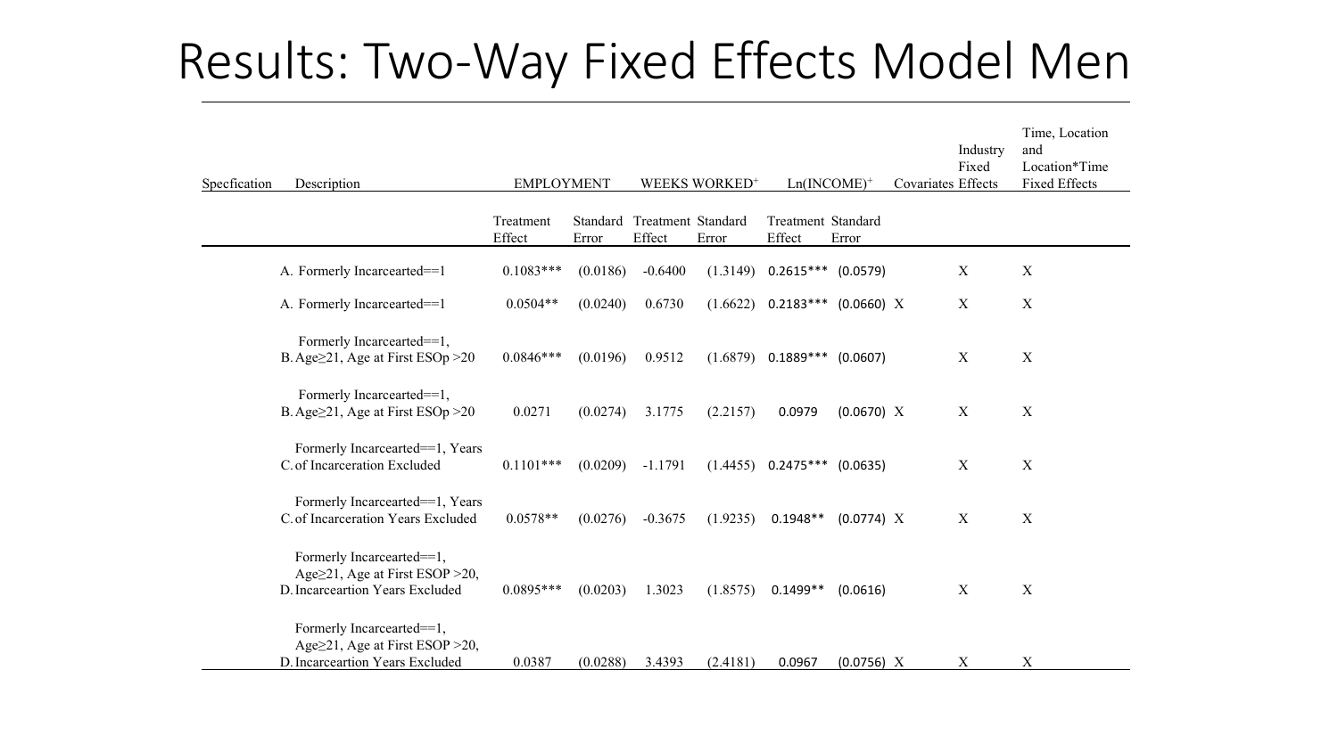# Results: Two-Way Fixed Effects Model Men

| Specfication | Description | EMPLOYMENT | | WEEKS WORKED⁺ | | Ln(INCOME)⁺ | | Covariates | Industry Fixed Effects | Time, Location and Location*Time Fixed Effects |
|---|---|---|---|---|---|---|---|---|---|---|
| | | Treatment Effect | Standard Error | Treatment Effect | Standard Error | Treatment Effect | Standard Error | | | |
| | A. Formerly Incarcearted==1 | 0.1083*** | (0.0186) | -0.6400 | (1.3149) | 0.2615*** | (0.0579) | | X | X |
| | A. Formerly Incarcearted==1 | 0.0504** | (0.0240) | 0.6730 | (1.6622) | 0.2183*** | (0.0660) | X | X | X |
| | B. Formerly Incarcearted==1, Age≥21, Age at First ESOp >20 | 0.0846*** | (0.0196) | 0.9512 | (1.6879) | 0.1889*** | (0.0607) | | X | X |
| | B. Formerly Incarcearted==1, Age≥21, Age at First ESOp >20 | 0.0271 | (0.0274) | 3.1775 | (2.2157) | 0.0979 | (0.0670) | X | X | X |
| | C. Formerly Incarcearted==1, Years of Incarceration Excluded | 0.1101*** | (0.0209) | -1.1791 | (1.4455) | 0.2475*** | (0.0635) | | X | X |
| | C. Formerly Incarcearted==1, Years of Incarceration Years Excluded | 0.0578** | (0.0276) | -0.3675 | (1.9235) | 0.1948** | (0.0774) | X | X | X |
| | D. Formerly Incarcearted==1, Age≥21, Age at First ESOP >20, Incarceartion Years Excluded | 0.0895*** | (0.0203) | 1.3023 | (1.8575) | 0.1499** | (0.0616) | | X | X |
| | D. Formerly Incarcearted==1, Age≥21, Age at First ESOP >20, Incarceartion Years Excluded | 0.0387 | (0.0288) | 3.4393 | (2.4181) | 0.0967 | (0.0756) | X | X | X |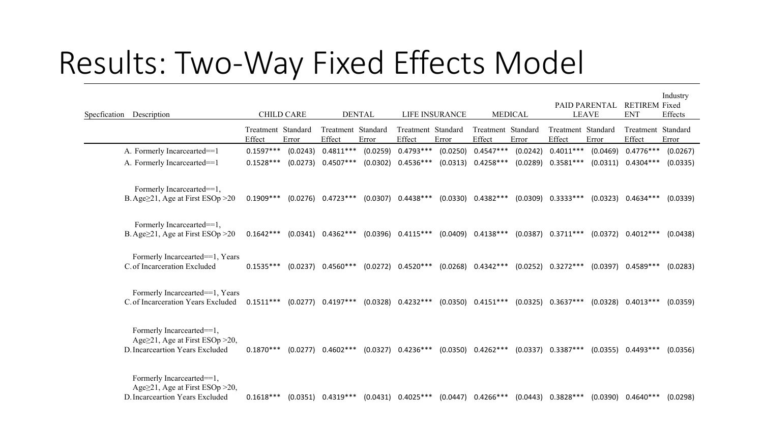# Results: Two-Way Fixed Effects Model

| Specfication | Description | CHILD CARE | | DENTAL | | LIFE INSURANCE | | MEDICAL | | PAID PARENTAL LEAVE | | RETIREM ENT | Industry Fixed Effects |
|---|---|---|---|---|---|---|---|---|---|---|---|---|---|
| | | Treatment Effect | Standard Error | Treatment Effect | Standard Error | Treatment Effect | Standard Error | Treatment Effect | Standard Error | Treatment Effect | Standard Error | Treatment Effect | Standard Error |
| | A. Formerly Incarcearted==1 | 0.1597*** | (0.0243) | 0.4811*** | (0.0259) | 0.4793*** | (0.0250) | 0.4547*** | (0.0242) | 0.4011*** | (0.0469) | 0.4776*** | (0.0267) |
| | A. Formerly Incarcearted==1 | 0.1528*** | (0.0273) | 0.4507*** | (0.0302) | 0.4536*** | (0.0313) | 0.4258*** | (0.0289) | 0.3581*** | (0.0311) | 0.4304*** | (0.0335) |
| | B. Formerly Incarcearted==1, Age≥21, Age at First ESOp >20 | 0.1909*** | (0.0276) | 0.4723*** | (0.0307) | 0.4438*** | (0.0330) | 0.4382*** | (0.0309) | 0.3333*** | (0.0323) | 0.4634*** | (0.0339) |
| | B. Formerly Incarcearted==1, Age≥21, Age at First ESOp >20 | 0.1642*** | (0.0341) | 0.4362*** | (0.0396) | 0.4115*** | (0.0409) | 0.4138*** | (0.0387) | 0.3711*** | (0.0372) | 0.4012*** | (0.0438) |
| | C. Formerly Incarcearted==1, Years of Incarceration Excluded | 0.1535*** | (0.0237) | 0.4560*** | (0.0272) | 0.4520*** | (0.0268) | 0.4342*** | (0.0252) | 0.3272*** | (0.0397) | 0.4589*** | (0.0283) |
| | C. Formerly Incarcearted==1, Years of Incarceration Years Excluded | 0.1511*** | (0.0277) | 0.4197*** | (0.0328) | 0.4232*** | (0.0350) | 0.4151*** | (0.0325) | 0.3637*** | (0.0328) | 0.4013*** | (0.0359) |
| | D. Formerly Incarcearted==1, Age≥21, Age at First ESOp >20, Incarceartion Years Excluded | 0.1870*** | (0.0277) | 0.4602*** | (0.0327) | 0.4236*** | (0.0350) | 0.4262*** | (0.0337) | 0.3387*** | (0.0355) | 0.4493*** | (0.0356) |
| | D. Formerly Incarcearted==1, Age≥21, Age at First ESOp >20, Incarceartion Years Excluded | 0.1618*** | (0.0351) | 0.4319*** | (0.0431) | 0.4025*** | (0.0447) | 0.4266*** | (0.0443) | 0.3828*** | (0.0390) | 0.4640*** | (0.0298) |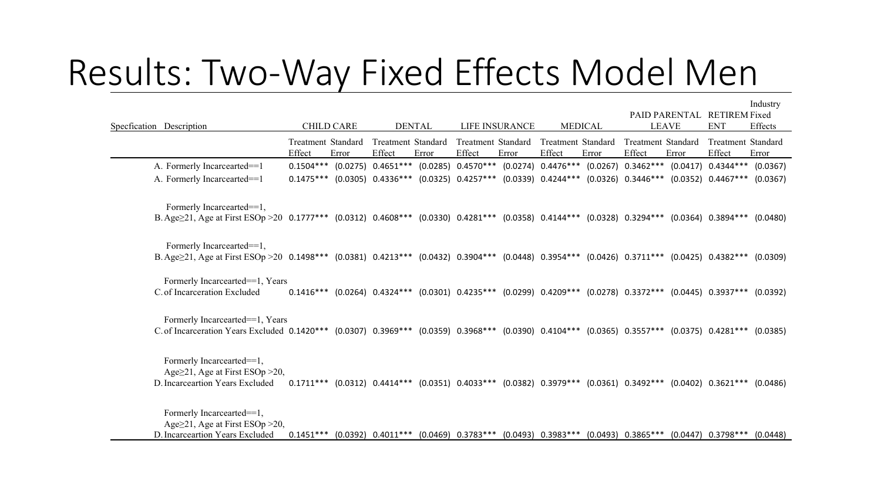# Results: Two-Way Fixed Effects Model Men

| Specfication | Description | CHILD CARE | | DENTAL | | LIFE INSURANCE | | MEDICAL | | PAID PARENTAL LEAVE | | RETIREMENT | Industry Fixed Effects |
|---|---|---|---|---|---|---|---|---|---|---|---|---|---|
| | | Treatment Effect | Standard Error | Treatment Effect | Standard Error | Treatment Effect | Standard Error | Treatment Effect | Standard Error | Treatment Effect | Standard Error | Treatment Effect | Standard Error |
| A. | Formerly Incarcearted==1 | 0.1504*** | (0.0275) | 0.4651*** | (0.0285) | 0.4570*** | (0.0274) | 0.4476*** | (0.0267) | 0.3462*** | (0.0417) | 0.4344*** | (0.0367) |
| A. | Formerly Incarcearted==1 | 0.1475*** | (0.0305) | 0.4336*** | (0.0325) | 0.4257*** | (0.0339) | 0.4244*** | (0.0326) | 0.3446*** | (0.0352) | 0.4467*** | (0.0367) |
| B. | Formerly Incarcearted==1, Age≥21, Age at First ESOp >20 | 0.1777*** | (0.0312) | 0.4608*** | (0.0330) | 0.4281*** | (0.0358) | 0.4144*** | (0.0328) | 0.3294*** | (0.0364) | 0.3894*** | (0.0480) |
| B. | Formerly Incarcearted==1, Age≥21, Age at First ESOp >20 | 0.1498*** | (0.0381) | 0.4213*** | (0.0432) | 0.3904*** | (0.0448) | 0.3954*** | (0.0426) | 0.3711*** | (0.0425) | 0.4382*** | (0.0309) |
| C. | Formerly Incarcearted==1, Years of Incarceration Excluded | 0.1416*** | (0.0264) | 0.4324*** | (0.0301) | 0.4235*** | (0.0299) | 0.4209*** | (0.0278) | 0.3372*** | (0.0445) | 0.3937*** | (0.0392) |
| C. | Formerly Incarcearted==1, Years of Incarceration Years Excluded | 0.1420*** | (0.0307) | 0.3969*** | (0.0359) | 0.3968*** | (0.0390) | 0.4104*** | (0.0365) | 0.3557*** | (0.0375) | 0.4281*** | (0.0385) |
| D. | Formerly Incarcearted==1, Age≥21, Age at First ESOp >20, Incarceartion Years Excluded | 0.1711*** | (0.0312) | 0.4414*** | (0.0351) | 0.4033*** | (0.0382) | 0.3979*** | (0.0361) | 0.3492*** | (0.0402) | 0.3621*** | (0.0486) |
| D. | Formerly Incarcearted==1, Age≥21, Age at First ESOp >20, Incarceartion Years Excluded | 0.1451*** | (0.0392) | 0.4011*** | (0.0469) | 0.3783*** | (0.0493) | 0.3983*** | (0.0493) | 0.3865*** | (0.0447) | 0.3798*** | (0.0448) |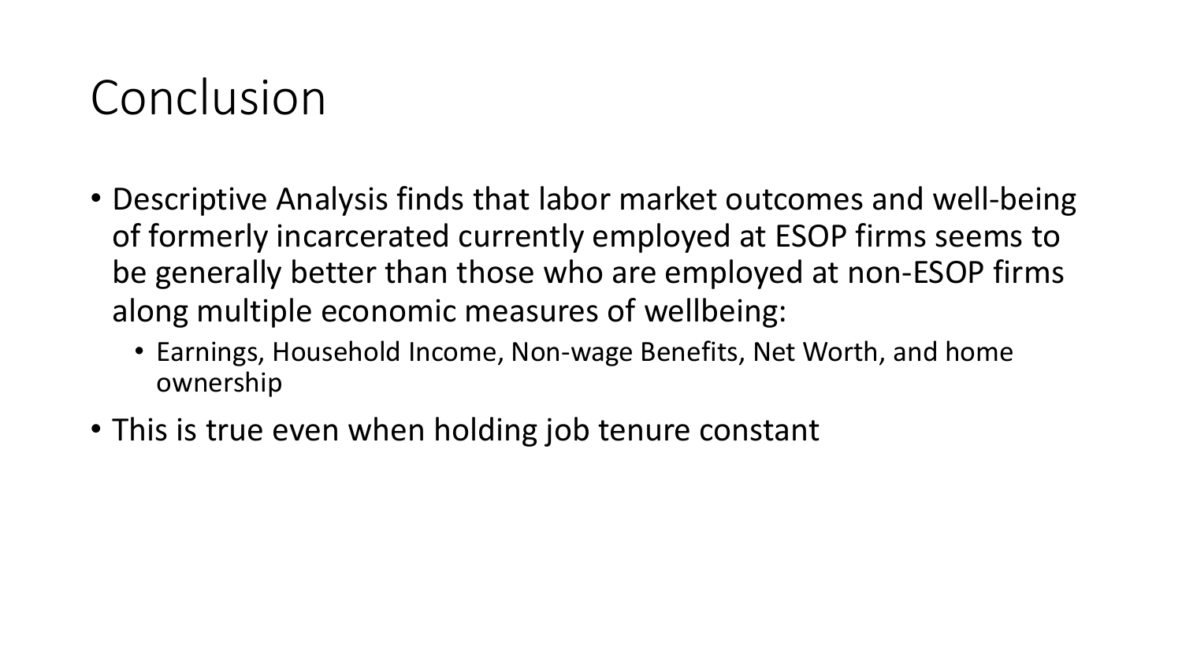# Conclusion

- Descriptive Analysis finds that labor market outcomes and well-being of formerly incarcerated currently employed at ESOP firms seems to be generally better than those who are employed at non-ESOP firms along multiple economic measures of wellbeing:
  - Earnings, Household Income, Non-wage Benefits, Net Worth, and home ownership
- This is true even when holding job tenure constant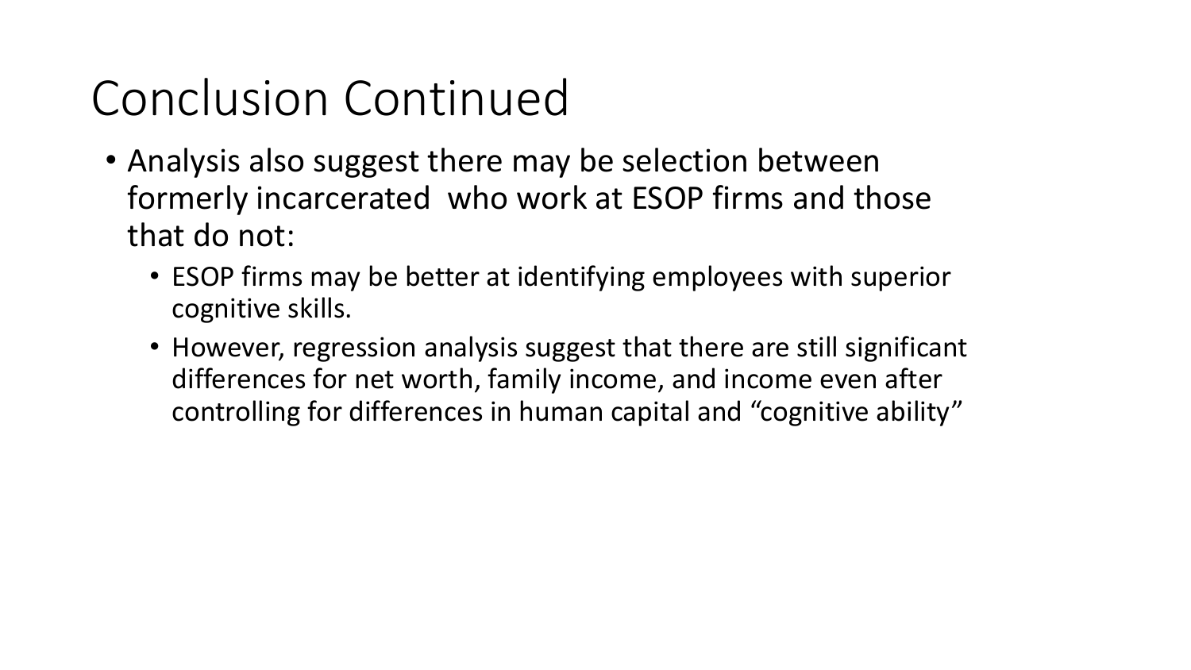# Conclusion Continued

- Analysis also suggest there may be selection between formerly incarcerated  who work at ESOP firms and those that do not:
  - ESOP firms may be better at identifying employees with superior cognitive skills.
  - However, regression analysis suggest that there are still significant differences for net worth, family income, and income even after controlling for differences in human capital and “cognitive ability”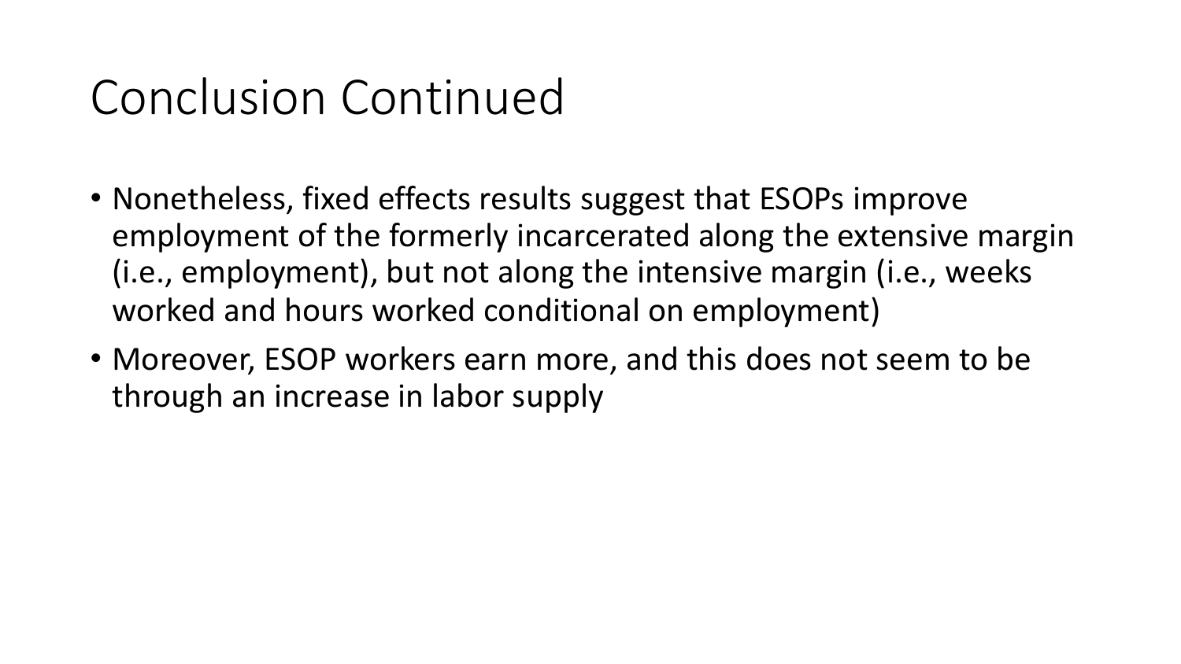# Conclusion Continued

- Nonetheless, fixed effects results suggest that ESOPs improve employment of the formerly incarcerated along the extensive margin (i.e., employment), but not along the intensive margin (i.e., weeks worked and hours worked conditional on employment)
- Moreover, ESOP workers earn more, and this does not seem to be through an increase in labor supply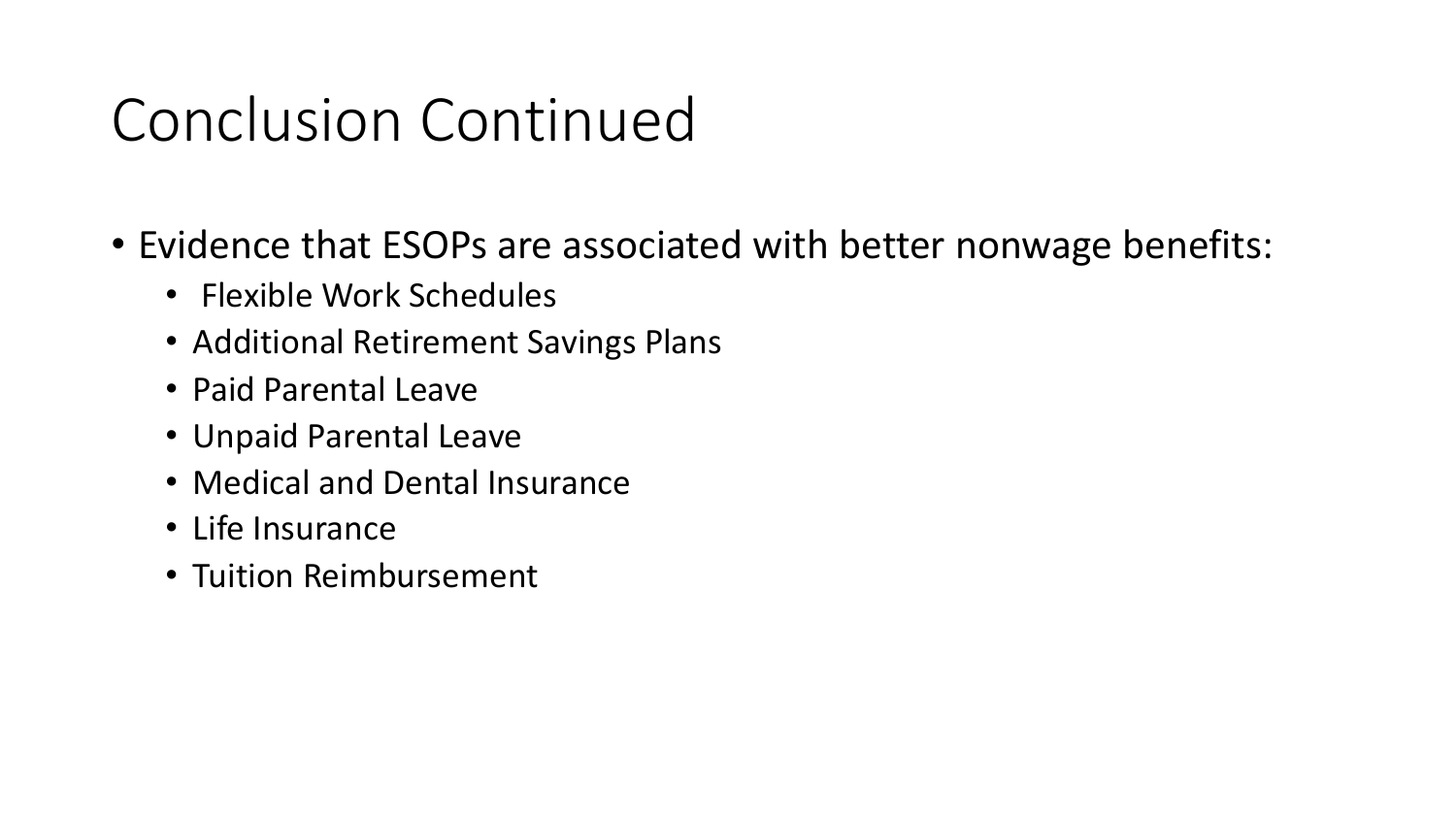# Conclusion Continued

- Evidence that ESOPs are associated with better nonwage benefits:
  - Flexible Work Schedules
  - Additional Retirement Savings Plans
  - Paid Parental Leave
  - Unpaid Parental Leave
  - Medical and Dental Insurance
  - Life Insurance
  - Tuition Reimbursement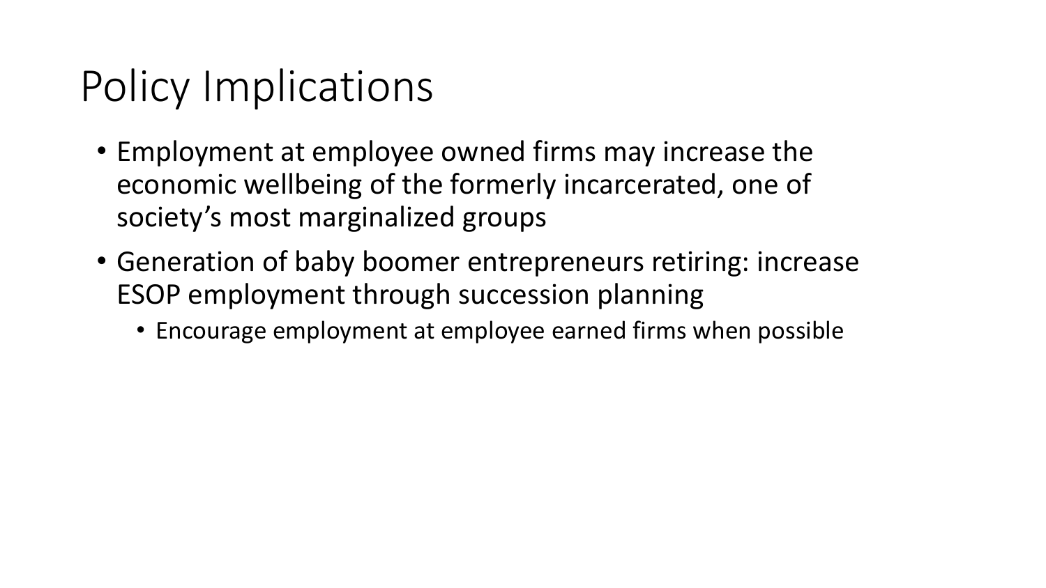# Policy Implications

- Employment at employee owned firms may increase the economic wellbeing of the formerly incarcerated, one of society's most marginalized groups
- Generation of baby boomer entrepreneurs retiring: increase ESOP employment through succession planning
  - Encourage employment at employee earned firms when possible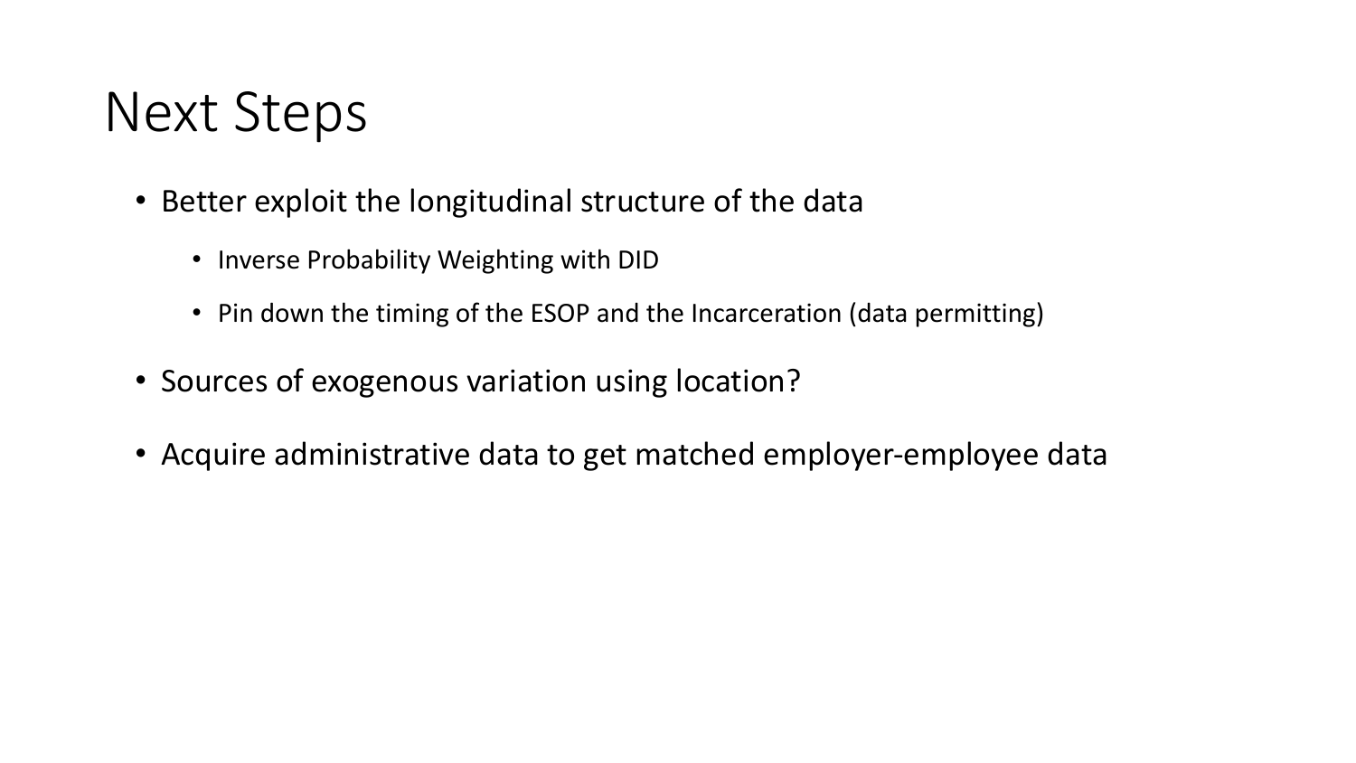# Next Steps

- Better exploit the longitudinal structure of the data
  - Inverse Probability Weighting with DID
  - Pin down the timing of the ESOP and the Incarceration (data permitting)
- Sources of exogenous variation using location?
- Acquire administrative data to get matched employer-employee data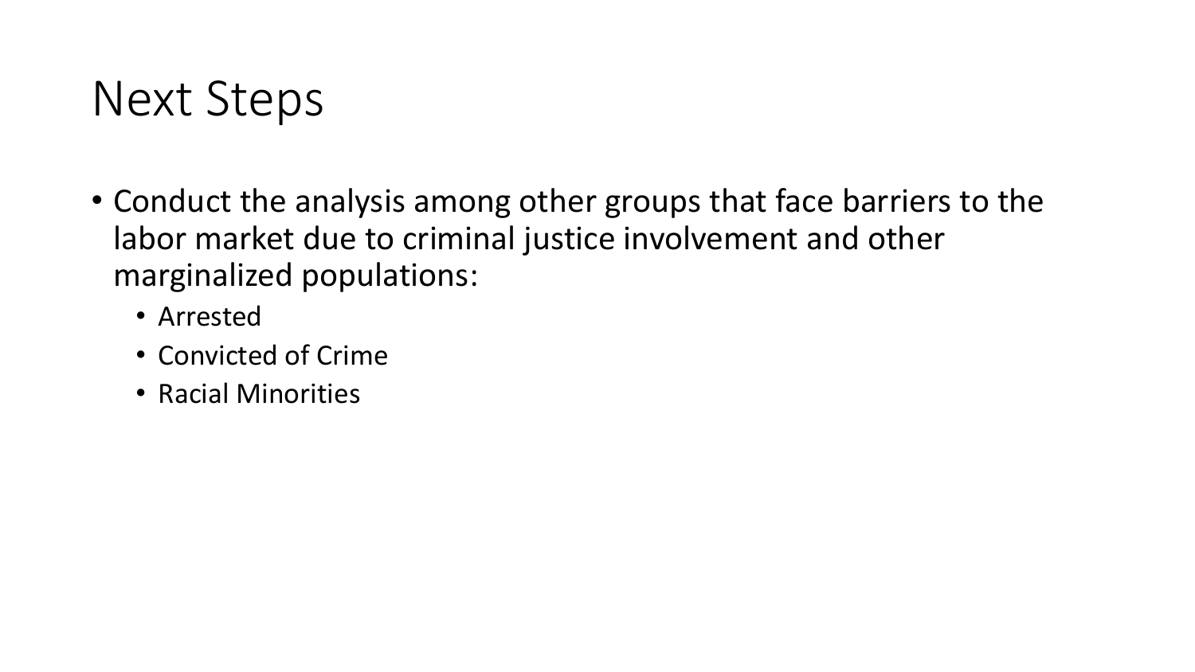# Next Steps

- Conduct the analysis among other groups that face barriers to the labor market due to criminal justice involvement and other marginalized populations:
  - Arrested
  - Convicted of Crime
  - Racial Minorities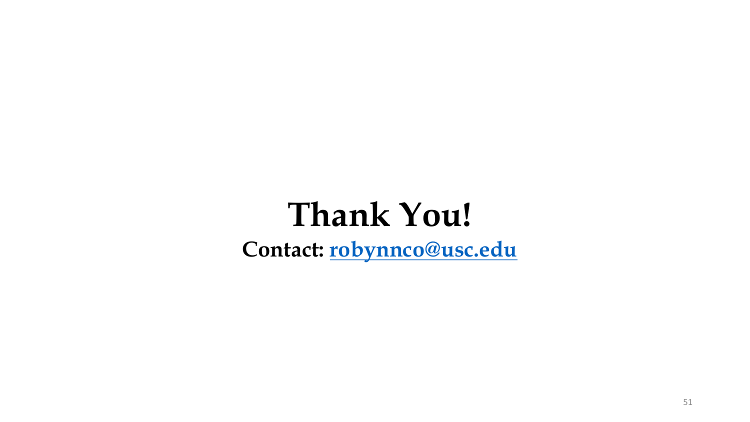# Thank You!

**Contact: robynnco@usc.edu**